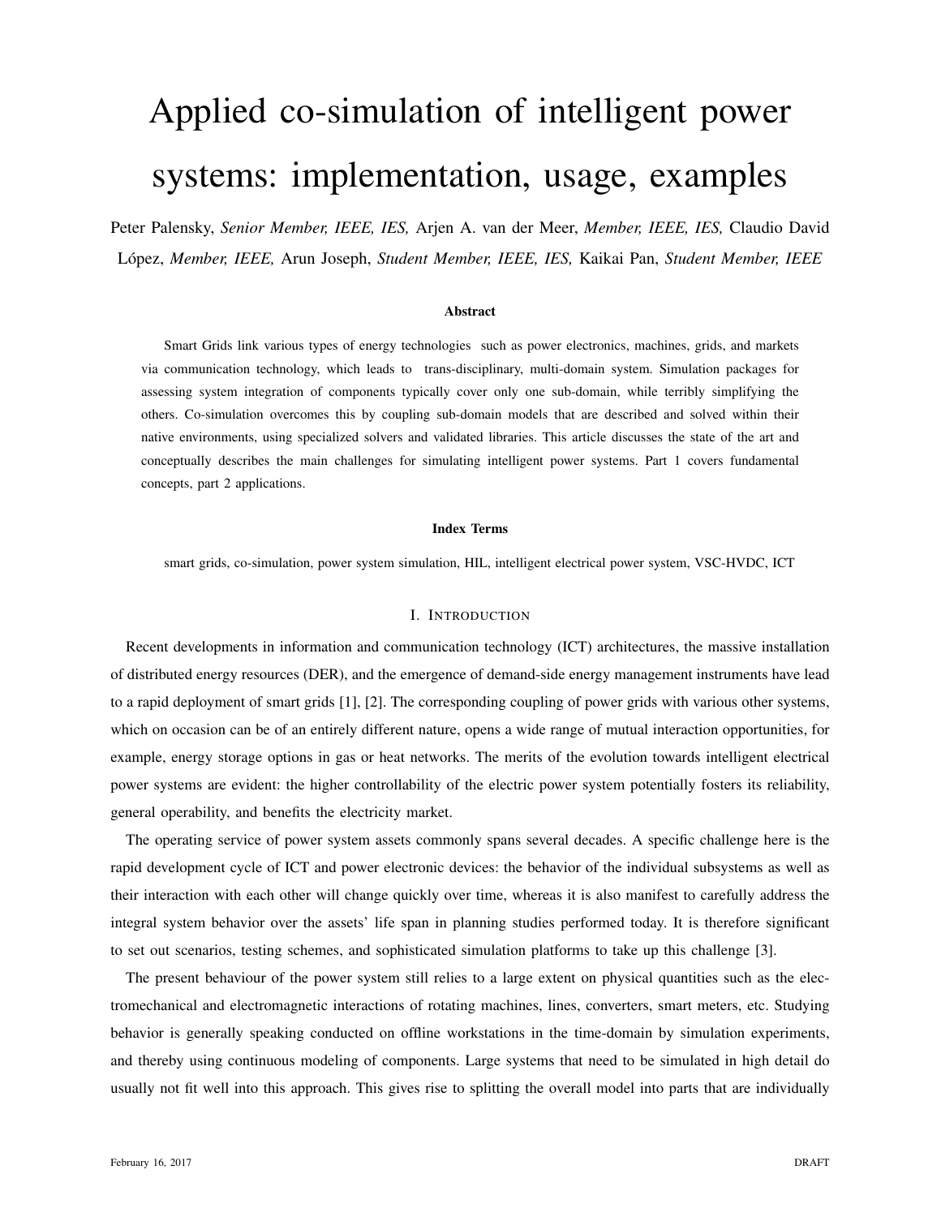# Applied co-simulation of intelligent power systems: implementation, usage, examples

Peter Palensky, *Senior Member, IEEE, IES,* Arjen A. van der Meer, *Member, IEEE, IES,* Claudio David López, *Member, IEEE,* Arun Joseph, *Student Member, IEEE, IES,* Kaikai Pan, *Student Member, IEEE*

### Abstract

Smart Grids link various types of energy technologies such as power electronics, machines, grids, and markets via communication technology, which leads to trans-disciplinary, multi-domain system. Simulation packages for assessing system integration of components typically cover only one sub-domain, while terribly simplifying the others. Co-simulation overcomes this by coupling sub-domain models that are described and solved within their native environments, using specialized solvers and validated libraries. This article discusses the state of the art and conceptually describes the main challenges for simulating intelligent power systems. Part 1 covers fundamental concepts, part 2 applications.

### Index Terms

smart grids, co-simulation, power system simulation, HIL, intelligent electrical power system, VSC-HVDC, ICT

## I. Introduction

Recent developments in information and communication technology (ICT) architectures, the massive installation of distributed energy resources (DER), and the emergence of demand-side energy management instruments have lead to a rapid deployment of smart grids [1], [2]. The corresponding coupling of power grids with various other systems, which on occasion can be of an entirely different nature, opens a wide range of mutual interaction opportunities, for example, energy storage options in gas or heat networks. The merits of the evolution towards intelligent electrical power systems are evident: the higher controllability of the electric power system potentially fosters its reliability, general operability, and benefits the electricity market.

The operating service of power system assets commonly spans several decades. A specific challenge here is the rapid development cycle of ICT and power electronic devices: the behavior of the individual subsystems as well as their interaction with each other will change quickly over time, whereas it is also manifest to carefully address the integral system behavior over the assets' life span in planning studies performed today. It is therefore significant to set out scenarios, testing schemes, and sophisticated simulation platforms to take up this challenge [3].

The present behaviour of the power system still relies to a large extent on physical quantities such as the electromechanical and electromagnetic interactions of rotating machines, lines, converters, smart meters, etc. Studying behavior is generally speaking conducted on offline workstations in the time-domain by simulation experiments, and thereby using continuous modeling of components. Large systems that need to be simulated in high detail do usually not fit well into this approach. This gives rise to splitting the overall model into parts that are individually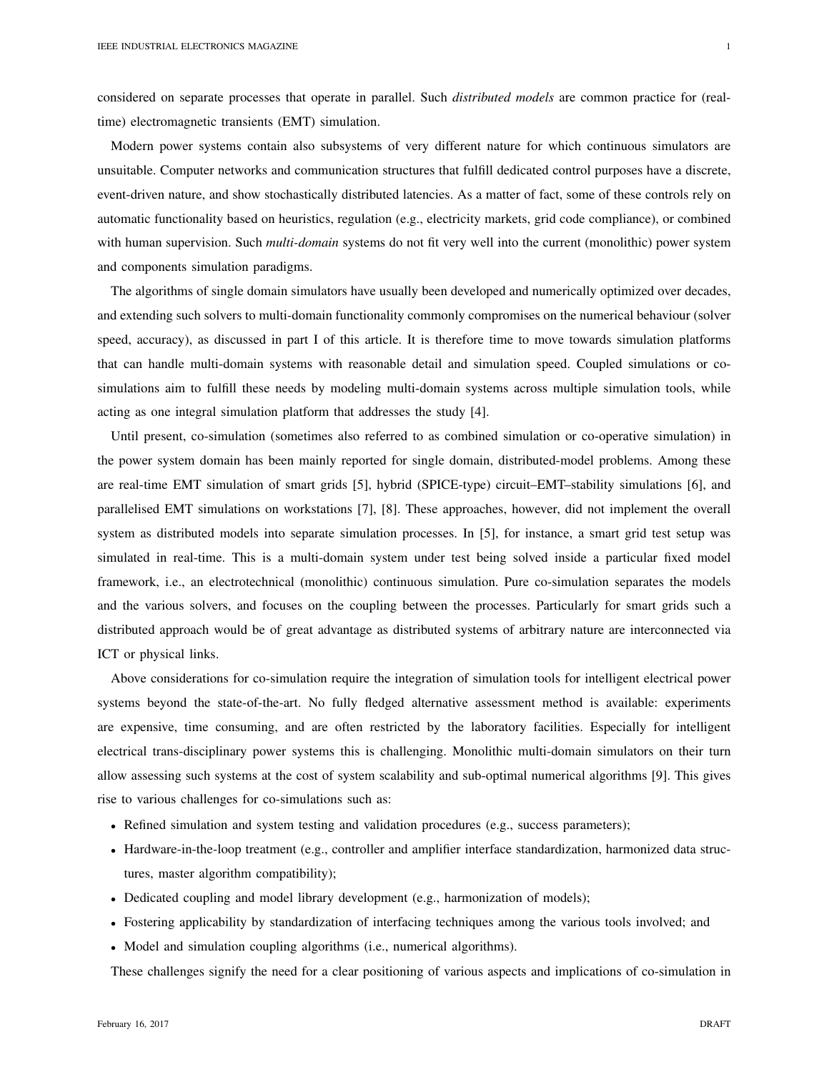considered on separate processes that operate in parallel. Such *distributed models* are common practice for (real-time) electromagnetic transients (EMT) simulation.

Modern power systems contain also subsystems of very different nature for which continuous simulators are unsuitable. Computer networks and communication structures that fulfill dedicated control purposes have a discrete, event-driven nature, and show stochastically distributed latencies. As a matter of fact, some of these controls rely on automatic functionality based on heuristics, regulation (e.g., electricity markets, grid code compliance), or combined with human supervision. Such *multi-domain* systems do not fit very well into the current (monolithic) power system and components simulation paradigms.

The algorithms of single domain simulators have usually been developed and numerically optimized over decades, and extending such solvers to multi-domain functionality commonly compromises on the numerical behaviour (solver speed, accuracy), as discussed in part I of this article. It is therefore time to move towards simulation platforms that can handle multi-domain systems with reasonable detail and simulation speed. Coupled simulations or co-simulations aim to fulfill these needs by modeling multi-domain systems across multiple simulation tools, while acting as one integral simulation platform that addresses the study [4].

Until present, co-simulation (sometimes also referred to as combined simulation or co-operative simulation) in the power system domain has been mainly reported for single domain, distributed-model problems. Among these are real-time EMT simulation of smart grids [5], hybrid (SPICE-type) circuit–EMT–stability simulations [6], and parallelised EMT simulations on workstations [7], [8]. These approaches, however, did not implement the overall system as distributed models into separate simulation processes. In [5], for instance, a smart grid test setup was simulated in real-time. This is a multi-domain system under test being solved inside a particular fixed model framework, i.e., an electrotechnical (monolithic) continuous simulation. Pure co-simulation separates the models and the various solvers, and focuses on the coupling between the processes. Particularly for smart grids such a distributed approach would be of great advantage as distributed systems of arbitrary nature are interconnected via ICT or physical links.

Above considerations for co-simulation require the integration of simulation tools for intelligent electrical power systems beyond the state-of-the-art. No fully fledged alternative assessment method is available: experiments are expensive, time consuming, and are often restricted by the laboratory facilities. Especially for intelligent electrical trans-disciplinary power systems this is challenging. Monolithic multi-domain simulators on their turn allow assessing such systems at the cost of system scalability and sub-optimal numerical algorithms [9]. This gives rise to various challenges for co-simulations such as:

- Refined simulation and system testing and validation procedures (e.g., success parameters);
- Hardware-in-the-loop treatment (e.g., controller and amplifier interface standardization, harmonized data structures, master algorithm compatibility);
- Dedicated coupling and model library development (e.g., harmonization of models);
- Fostering applicability by standardization of interfacing techniques among the various tools involved; and
- Model and simulation coupling algorithms (i.e., numerical algorithms).

These challenges signify the need for a clear positioning of various aspects and implications of co-simulation in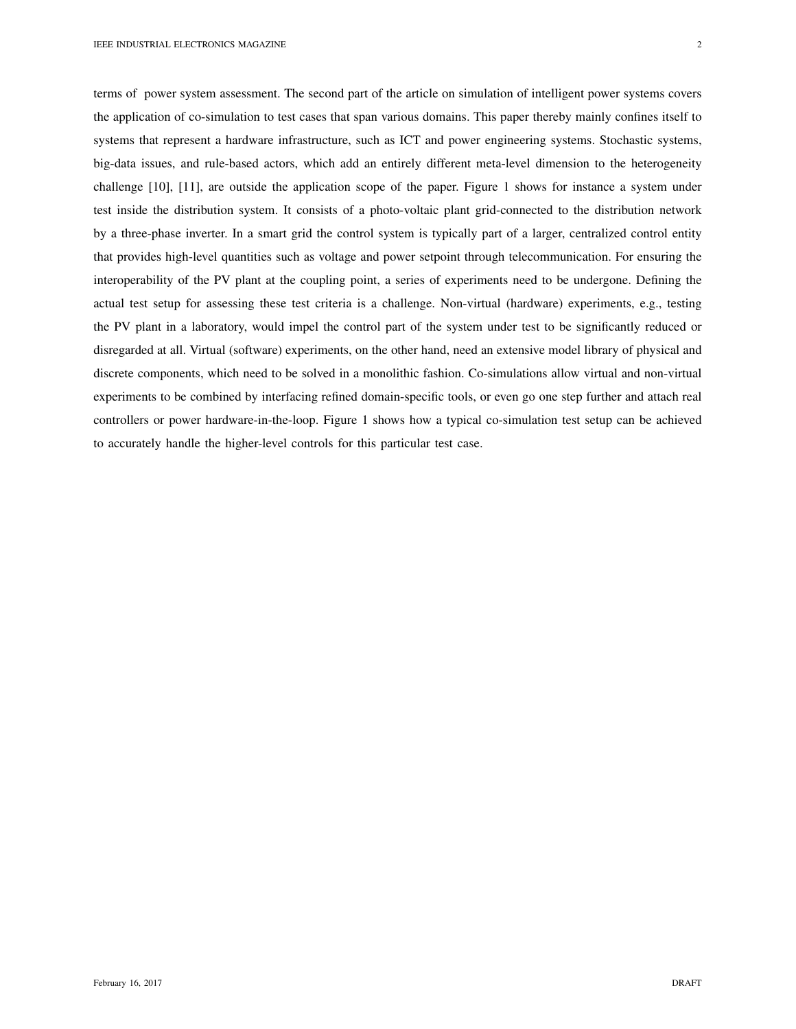terms of power system assessment. The second part of the article on simulation of intelligent power systems covers the application of co-simulation to test cases that span various domains. This paper thereby mainly confines itself to systems that represent a hardware infrastructure, such as ICT and power engineering systems. Stochastic systems, big-data issues, and rule-based actors, which add an entirely different meta-level dimension to the heterogeneity challenge [10], [11], are outside the application scope of the paper. Figure 1 shows for instance a system under test inside the distribution system. It consists of a photo-voltaic plant grid-connected to the distribution network by a three-phase inverter. In a smart grid the control system is typically part of a larger, centralized control entity that provides high-level quantities such as voltage and power setpoint through telecommunication. For ensuring the interoperability of the PV plant at the coupling point, a series of experiments need to be undergone. Defining the actual test setup for assessing these test criteria is a challenge. Non-virtual (hardware) experiments, e.g., testing the PV plant in a laboratory, would impel the control part of the system under test to be significantly reduced or disregarded at all. Virtual (software) experiments, on the other hand, need an extensive model library of physical and discrete components, which need to be solved in a monolithic fashion. Co-simulations allow virtual and non-virtual experiments to be combined by interfacing refined domain-specific tools, or even go one step further and attach real controllers or power hardware-in-the-loop. Figure 1 shows how a typical co-simulation test setup can be achieved to accurately handle the higher-level controls for this particular test case.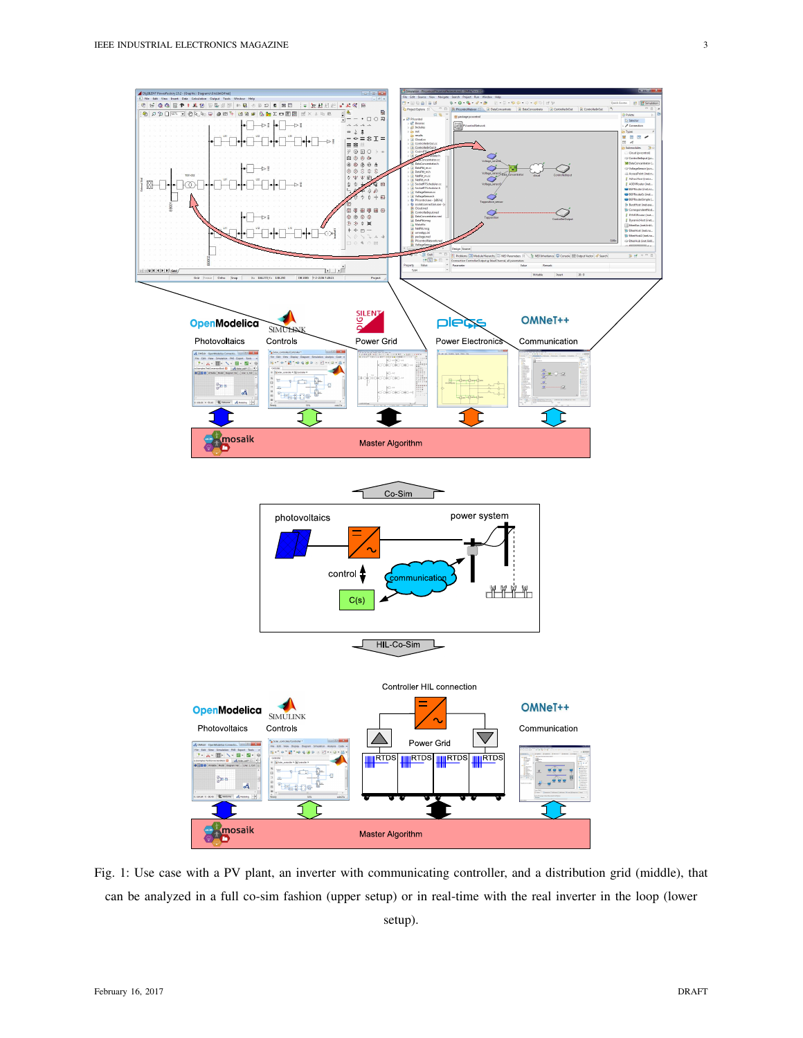Fig. 1: Use case with a PV plant, an inverter with communicating controller, and a distribution grid (middle), that can be analyzed in a full co-sim fashion (upper setup) or in real-time with the real inverter in the loop (lower setup).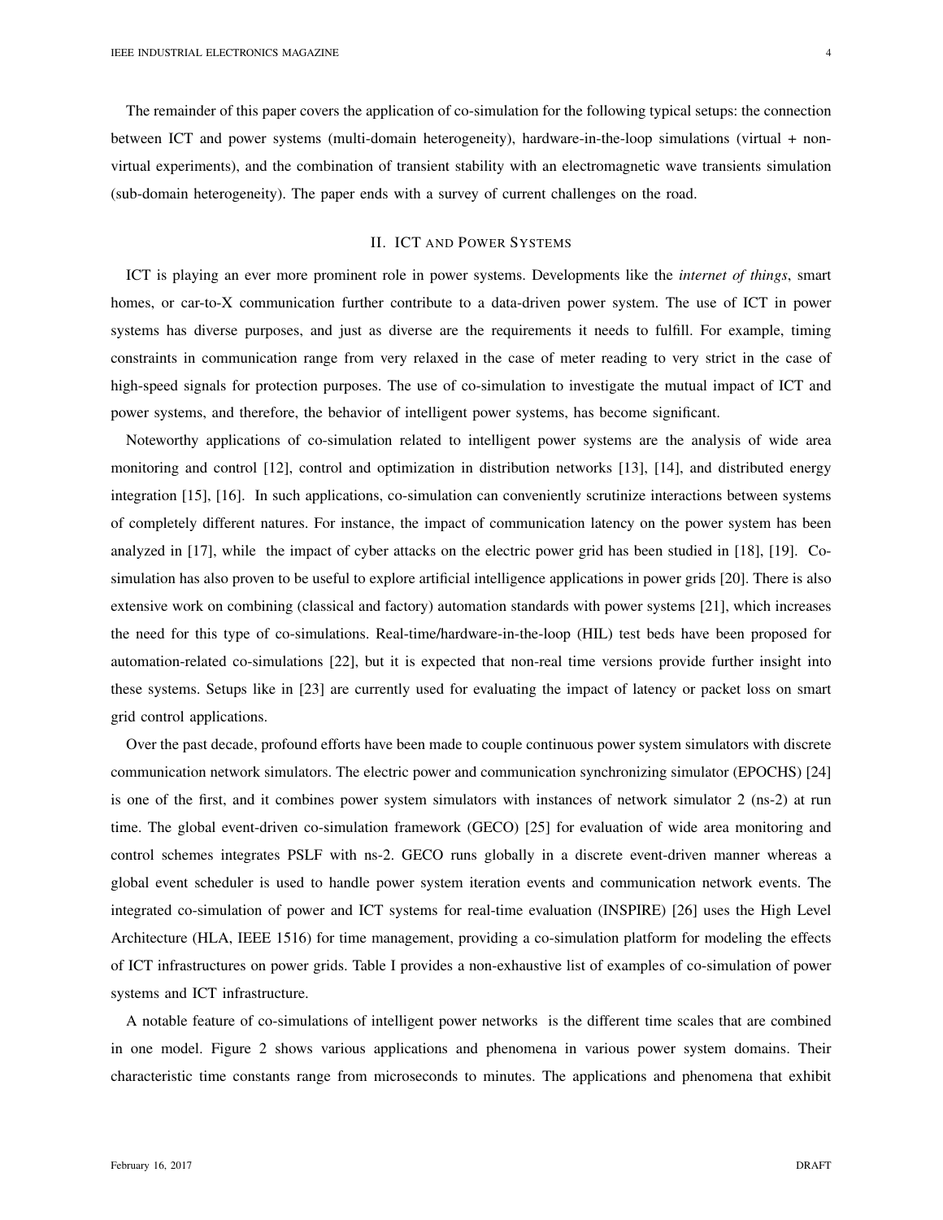The remainder of this paper covers the application of co-simulation for the following typical setups: the connection between ICT and power systems (multi-domain heterogeneity), hardware-in-the-loop simulations (virtual + non-virtual experiments), and the combination of transient stability with an electromagnetic wave transients simulation (sub-domain heterogeneity). The paper ends with a survey of current challenges on the road.

## II. ICT and Power Systems

ICT is playing an ever more prominent role in power systems. Developments like the *internet of things*, smart homes, or car-to-X communication further contribute to a data-driven power system. The use of ICT in power systems has diverse purposes, and just as diverse are the requirements it needs to fulfill. For example, timing constraints in communication range from very relaxed in the case of meter reading to very strict in the case of high-speed signals for protection purposes. The use of co-simulation to investigate the mutual impact of ICT and power systems, and therefore, the behavior of intelligent power systems, has become significant.

Noteworthy applications of co-simulation related to intelligent power systems are the analysis of wide area monitoring and control [12], control and optimization in distribution networks [13], [14], and distributed energy integration [15], [16]. In such applications, co-simulation can conveniently scrutinize interactions between systems of completely different natures. For instance, the impact of communication latency on the power system has been analyzed in [17], while the impact of cyber attacks on the electric power grid has been studied in [18], [19]. Co-simulation has also proven to be useful to explore artificial intelligence applications in power grids [20]. There is also extensive work on combining (classical and factory) automation standards with power systems [21], which increases the need for this type of co-simulations. Real-time/hardware-in-the-loop (HIL) test beds have been proposed for automation-related co-simulations [22], but it is expected that non-real time versions provide further insight into these systems. Setups like in [23] are currently used for evaluating the impact of latency or packet loss on smart grid control applications.

Over the past decade, profound efforts have been made to couple continuous power system simulators with discrete communication network simulators. The electric power and communication synchronizing simulator (EPOCHS) [24] is one of the first, and it combines power system simulators with instances of network simulator 2 (ns-2) at run time. The global event-driven co-simulation framework (GECO) [25] for evaluation of wide area monitoring and control schemes integrates PSLF with ns-2. GECO runs globally in a discrete event-driven manner whereas a global event scheduler is used to handle power system iteration events and communication network events. The integrated co-simulation of power and ICT systems for real-time evaluation (INSPIRE) [26] uses the High Level Architecture (HLA, IEEE 1516) for time management, providing a co-simulation platform for modeling the effects of ICT infrastructures on power grids. Table I provides a non-exhaustive list of examples of co-simulation of power systems and ICT infrastructure.

A notable feature of co-simulations of intelligent power networks is the different time scales that are combined in one model. Figure 2 shows various applications and phenomena in various power system domains. Their characteristic time constants range from microseconds to minutes. The applications and phenomena that exhibit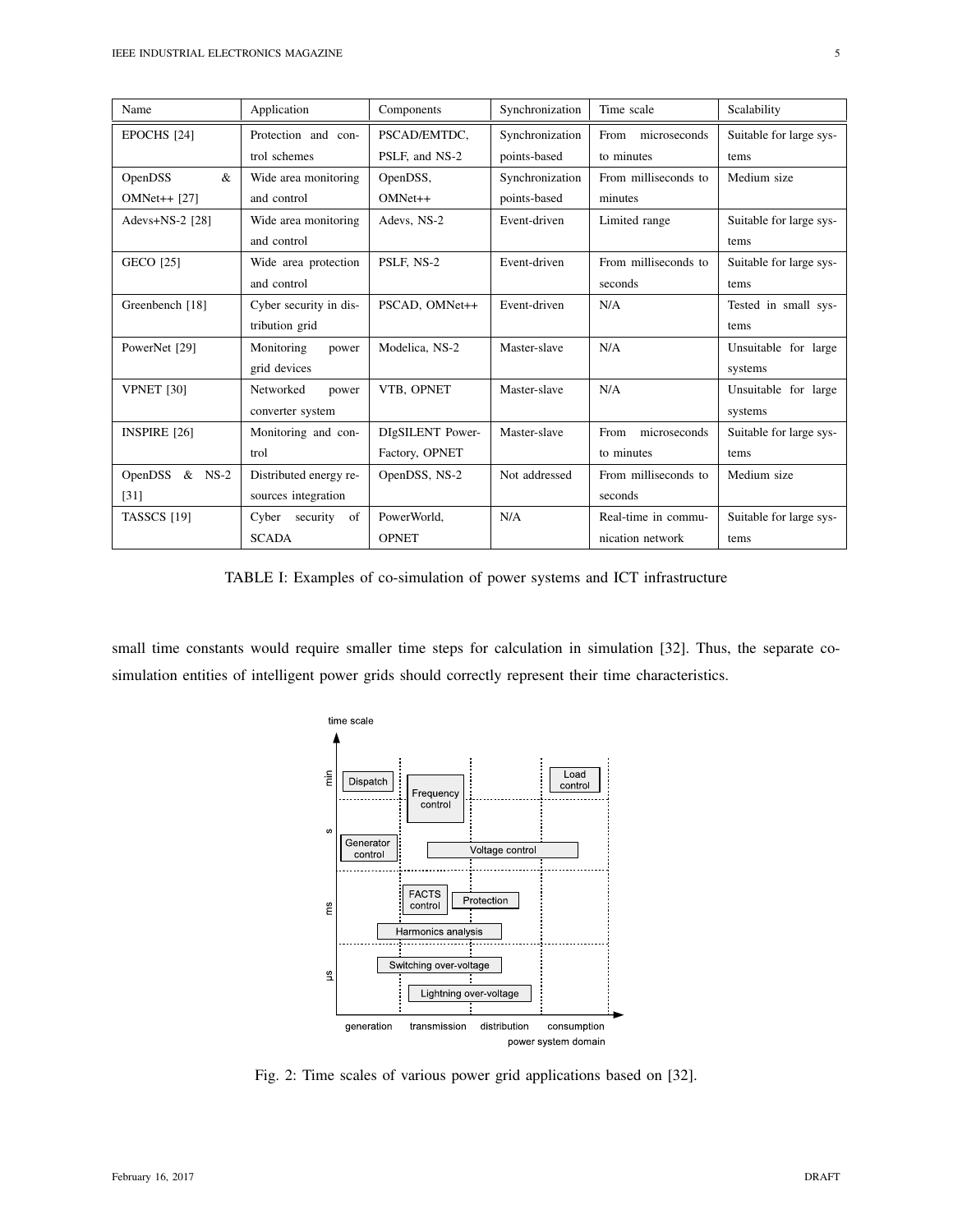| Name | Application | Components | Synchronization | Time scale | Scalability |
| --- | --- | --- | --- | --- | --- |
| EPOCHS [24] | Protection and control schemes | PSCAD/EMTDC, PSLF, and NS-2 | Synchronization points-based | From microseconds to minutes | Suitable for large systems |
| OpenDSS & OMNet++ [27] | Wide area monitoring and control | OpenDSS, OMNet++ | Synchronization points-based | From milliseconds to minutes | Medium size |
| Adevs+NS-2 [28] | Wide area monitoring and control | Adevs, NS-2 | Event-driven | Limited range | Suitable for large systems |
| GECO [25] | Wide area protection and control | PSLF, NS-2 | Event-driven | From milliseconds to seconds | Suitable for large systems |
| Greenbench [18] | Cyber security in distribution grid | PSCAD, OMNet++ | Event-driven | N/A | Tested in small systems |
| PowerNet [29] | Monitoring power grid devices | Modelica, NS-2 | Master-slave | N/A | Unsuitable for large systems |
| VPNET [30] | Networked power converter system | VTB, OPNET | Master-slave | N/A | Unsuitable for large systems |
| INSPIRE [26] | Monitoring and control | DIgSILENT PowerFactory, OPNET | Master-slave | From microseconds to minutes | Suitable for large systems |
| OpenDSS & NS-2 [31] | Distributed energy resources integration | OpenDSS, NS-2 | Not addressed | From milliseconds to seconds | Medium size |
| TASSCS [19] | Cyber security of SCADA | PowerWorld, OPNET | N/A | Real-time in communication network | Suitable for large systems |

TABLE I: Examples of co-simulation of power systems and ICT infrastructure

small time constants would require smaller time steps for calculation in simulation [32]. Thus, the separate co-simulation entities of intelligent power grids should correctly represent their time characteristics.

Fig. 2: Time scales of various power grid applications based on [32].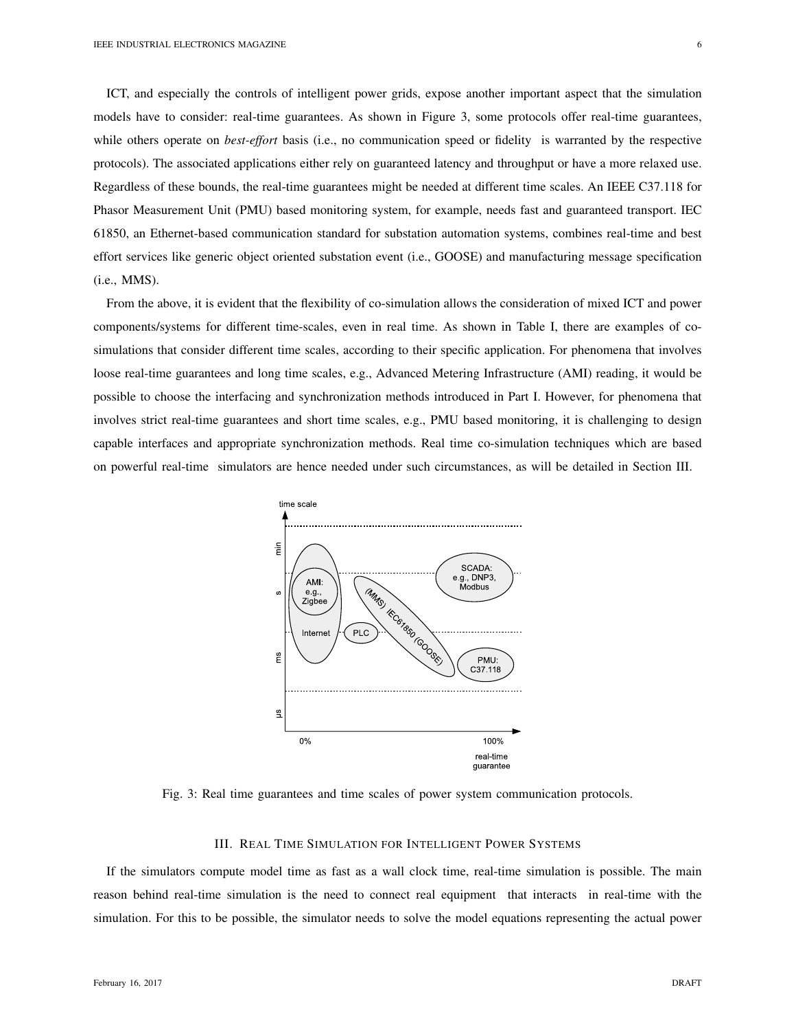ICT, and especially the controls of intelligent power grids, expose another important aspect that the simulation models have to consider: real-time guarantees. As shown in Figure 3, some protocols offer real-time guarantees, while others operate on *best-effort* basis (i.e., no communication speed or fidelity is warranted by the respective protocols). The associated applications either rely on guaranteed latency and throughput or have a more relaxed use. Regardless of these bounds, the real-time guarantees might be needed at different time scales. An IEEE C37.118 for Phasor Measurement Unit (PMU) based monitoring system, for example, needs fast and guaranteed transport. IEC 61850, an Ethernet-based communication standard for substation automation systems, combines real-time and best effort services like generic object oriented substation event (i.e., GOOSE) and manufacturing message specification (i.e., MMS).

From the above, it is evident that the flexibility of co-simulation allows the consideration of mixed ICT and power components/systems for different time-scales, even in real time. As shown in Table I, there are examples of co-simulations that consider different time scales, according to their specific application. For phenomena that involves loose real-time guarantees and long time scales, e.g., Advanced Metering Infrastructure (AMI) reading, it would be possible to choose the interfacing and synchronization methods introduced in Part I. However, for phenomena that involves strict real-time guarantees and short time scales, e.g., PMU based monitoring, it is challenging to design capable interfaces and appropriate synchronization methods. Real time co-simulation techniques which are based on powerful real-time simulators are hence needed under such circumstances, as will be detailed in Section III.

Fig. 3: Real time guarantees and time scales of power system communication protocols.

## III. Real Time Simulation for Intelligent Power Systems

If the simulators compute model time as fast as a wall clock time, real-time simulation is possible. The main reason behind real-time simulation is the need to connect real equipment that interacts in real-time with the simulation. For this to be possible, the simulator needs to solve the model equations representing the actual power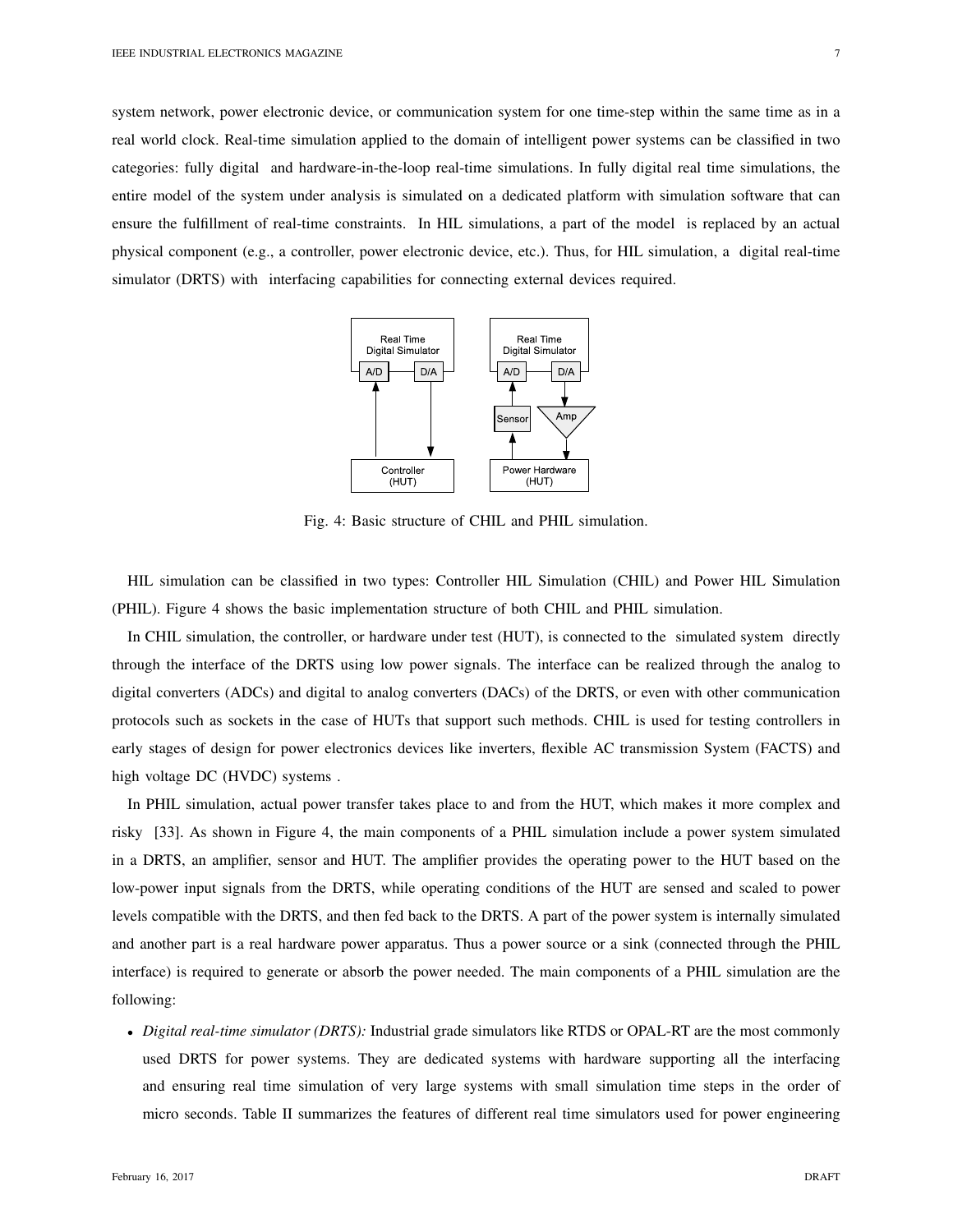system network, power electronic device, or communication system for one time-step within the same time as in a real world clock. Real-time simulation applied to the domain of intelligent power systems can be classified in two categories: fully digital and hardware-in-the-loop real-time simulations. In fully digital real time simulations, the entire model of the system under analysis is simulated on a dedicated platform with simulation software that can ensure the fulfillment of real-time constraints. In HIL simulations, a part of the model is replaced by an actual physical component (e.g., a controller, power electronic device, etc.). Thus, for HIL simulation, a digital real-time simulator (DRTS) with interfacing capabilities for connecting external devices required.

Fig. 4: Basic structure of CHIL and PHIL simulation.

HIL simulation can be classified in two types: Controller HIL Simulation (CHIL) and Power HIL Simulation (PHIL). Figure 4 shows the basic implementation structure of both CHIL and PHIL simulation.

In CHIL simulation, the controller, or hardware under test (HUT), is connected to the simulated system directly through the interface of the DRTS using low power signals. The interface can be realized through the analog to digital converters (ADCs) and digital to analog converters (DACs) of the DRTS, or even with other communication protocols such as sockets in the case of HUTs that support such methods. CHIL is used for testing controllers in early stages of design for power electronics devices like inverters, flexible AC transmission System (FACTS) and high voltage DC (HVDC) systems .

In PHIL simulation, actual power transfer takes place to and from the HUT, which makes it more complex and risky [33]. As shown in Figure 4, the main components of a PHIL simulation include a power system simulated in a DRTS, an amplifier, sensor and HUT. The amplifier provides the operating power to the HUT based on the low-power input signals from the DRTS, while operating conditions of the HUT are sensed and scaled to power levels compatible with the DRTS, and then fed back to the DRTS. A part of the power system is internally simulated and another part is a real hardware power apparatus. Thus a power source or a sink (connected through the PHIL interface) is required to generate or absorb the power needed. The main components of a PHIL simulation are the following:

- *Digital real-time simulator (DRTS):* Industrial grade simulators like RTDS or OPAL-RT are the most commonly used DRTS for power systems. They are dedicated systems with hardware supporting all the interfacing and ensuring real time simulation of very large systems with small simulation time steps in the order of micro seconds. Table II summarizes the features of different real time simulators used for power engineering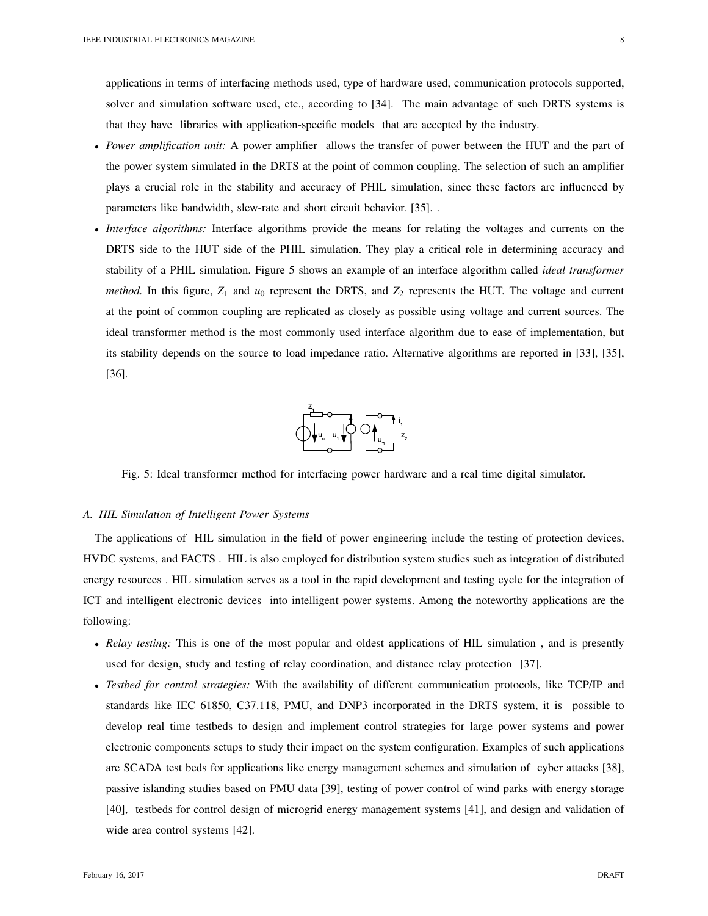applications in terms of interfacing methods used, type of hardware used, communication protocols supported, solver and simulation software used, etc., according to [34]. The main advantage of such DRTS systems is that they have libraries with application-specific models that are accepted by the industry.

- *Power amplification unit:* A power amplifier allows the transfer of power between the HUT and the part of the power system simulated in the DRTS at the point of common coupling. The selection of such an amplifier plays a crucial role in the stability and accuracy of PHIL simulation, since these factors are influenced by parameters like bandwidth, slew-rate and short circuit behavior. [35]. .
- *Interface algorithms:* Interface algorithms provide the means for relating the voltages and currents on the DRTS side to the HUT side of the PHIL simulation. They play a critical role in determining accuracy and stability of a PHIL simulation. Figure 5 shows an example of an interface algorithm called *ideal transformer method.* In this figure, $Z_1$ and $u_0$ represent the DRTS, and $Z_2$ represents the HUT. The voltage and current at the point of common coupling are replicated as closely as possible using voltage and current sources. The ideal transformer method is the most commonly used interface algorithm due to ease of implementation, but its stability depends on the source to load impedance ratio. Alternative algorithms are reported in [33], [35], [36].

Fig. 5: Ideal transformer method for interfacing power hardware and a real time digital simulator.

### A. HIL Simulation of Intelligent Power Systems

The applications of HIL simulation in the field of power engineering include the testing of protection devices, HVDC systems, and FACTS . HIL is also employed for distribution system studies such as integration of distributed energy resources . HIL simulation serves as a tool in the rapid development and testing cycle for the integration of ICT and intelligent electronic devices into intelligent power systems. Among the noteworthy applications are the following:

- *Relay testing:* This is one of the most popular and oldest applications of HIL simulation , and is presently used for design, study and testing of relay coordination, and distance relay protection [37].
- *Testbed for control strategies:* With the availability of different communication protocols, like TCP/IP and standards like IEC 61850, C37.118, PMU, and DNP3 incorporated in the DRTS system, it is possible to develop real time testbeds to design and implement control strategies for large power systems and power electronic components setups to study their impact on the system configuration. Examples of such applications are SCADA test beds for applications like energy management schemes and simulation of cyber attacks [38], passive islanding studies based on PMU data [39], testing of power control of wind parks with energy storage [40], testbeds for control design of microgrid energy management systems [41], and design and validation of wide area control systems [42].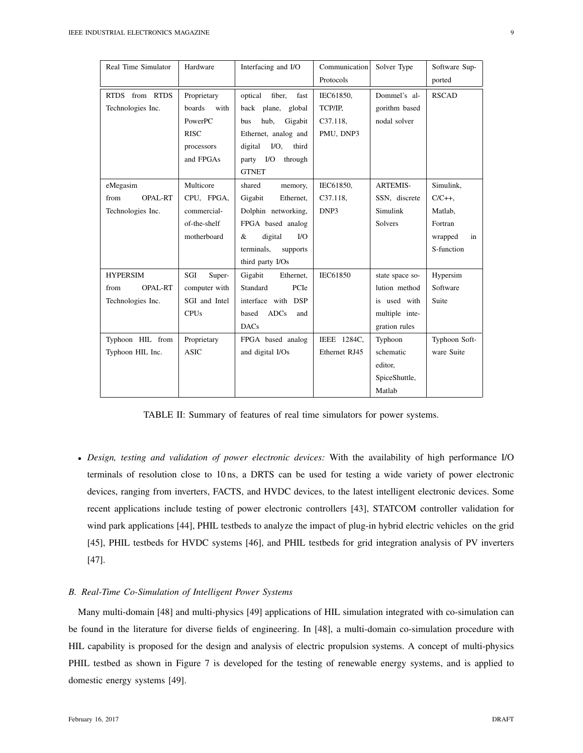| Real Time Simulator | Hardware | Interfacing and I/O | Communication Protocols | Solver Type | Software Supported |
|---|---|---|---|---|---|
| RTDS from RTDS Technologies Inc. | Proprietary boards with PowerPC RISC processors and FPGAs | optical fiber, fast back plane, global bus hub, Gigabit Ethernet, analog and digital I/O, third party I/O through GTNET | IEC61850, TCP/IP, C37.118, PMU, DNP3 | Dommel's algorithm based nodal solver | RSCAD |
| eMegasim from OPAL-RT Technologies Inc. | Multicore CPU, FPGA, commercial-of-the-shelf motherboard | shared memory, Gigabit Ethernet, Dolphin networking, FPGA based analog & digital I/O terminals, supports third party I/Os | IEC61850, C37.118, DNP3 | ARTEMIS-SSN, discrete Simulink Solvers | Simulink, C/C++, Matlab, Fortran wrapped in S-function |
| HYPERSIM from OPAL-RT Technologies Inc. | SGI Super-computer with SGI and Intel CPUs | Gigabit Ethernet, Standard PCIe interface with DSP based ADCs and DACs | IEC61850 | state space solution method is used with multiple integration rules | Hypersim Software Suite |
| Typhoon HIL from Typhoon HIL Inc. | Proprietary ASIC | FPGA based analog and digital I/Os | IEEE 1284C, Ethernet RJ45 | Typhoon schematic editor, SpiceShuttle, Matlab | Typhoon Software Suite |

TABLE II: Summary of features of real time simulators for power systems.

- *Design, testing and validation of power electronic devices:* With the availability of high performance I/O terminals of resolution close to 10 ns, a DRTS can be used for testing a wide variety of power electronic devices, ranging from inverters, FACTS, and HVDC devices, to the latest intelligent electronic devices. Some recent applications include testing of power electronic controllers [43], STATCOM controller validation for wind park applications [44], PHIL testbeds to analyze the impact of plug-in hybrid electric vehicles on the grid [45], PHIL testbeds for HVDC systems [46], and PHIL testbeds for grid integration analysis of PV inverters [47].

### *B. Real-Time Co-Simulation of Intelligent Power Systems*

Many multi-domain [48] and multi-physics [49] applications of HIL simulation integrated with co-simulation can be found in the literature for diverse fields of engineering. In [48], a multi-domain co-simulation procedure with HIL capability is proposed for the design and analysis of electric propulsion systems. A concept of multi-physics PHIL testbed as shown in Figure 7 is developed for the testing of renewable energy systems, and is applied to domestic energy systems [49].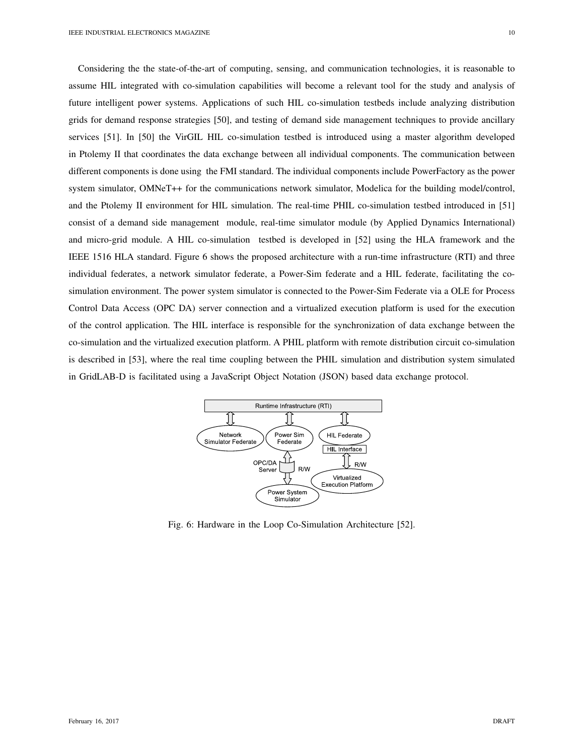Considering the the state-of-the-art of computing, sensing, and communication technologies, it is reasonable to assume HIL integrated with co-simulation capabilities will become a relevant tool for the study and analysis of future intelligent power systems. Applications of such HIL co-simulation testbeds include analyzing distribution grids for demand response strategies [50], and testing of demand side management techniques to provide ancillary services [51]. In [50] the VirGIL HIL co-simulation testbed is introduced using a master algorithm developed in Ptolemy II that coordinates the data exchange between all individual components. The communication between different components is done using the FMI standard. The individual components include PowerFactory as the power system simulator, OMNeT++ for the communications network simulator, Modelica for the building model/control, and the Ptolemy II environment for HIL simulation. The real-time PHIL co-simulation testbed introduced in [51] consist of a demand side management module, real-time simulator module (by Applied Dynamics International) and micro-grid module. A HIL co-simulation testbed is developed in [52] using the HLA framework and the IEEE 1516 HLA standard. Figure 6 shows the proposed architecture with a run-time infrastructure (RTI) and three individual federates, a network simulator federate, a Power-Sim federate and a HIL federate, facilitating the co-simulation environment. The power system simulator is connected to the Power-Sim Federate via a OLE for Process Control Data Access (OPC DA) server connection and a virtualized execution platform is used for the execution of the control application. The HIL interface is responsible for the synchronization of data exchange between the co-simulation and the virtualized execution platform. A PHIL platform with remote distribution circuit co-simulation is described in [53], where the real time coupling between the PHIL simulation and distribution system simulated in GridLAB-D is facilitated using a JavaScript Object Notation (JSON) based data exchange protocol.

Runtime Infrastructure (RTI)

Network Simulator Federate | Power Sim Federate | HIL Federate | HIL Interface | OPC/DA Server | R/W | R/W | Power System Simulator | Virtualized Execution Platform

Fig. 6: Hardware in the Loop Co-Simulation Architecture [52].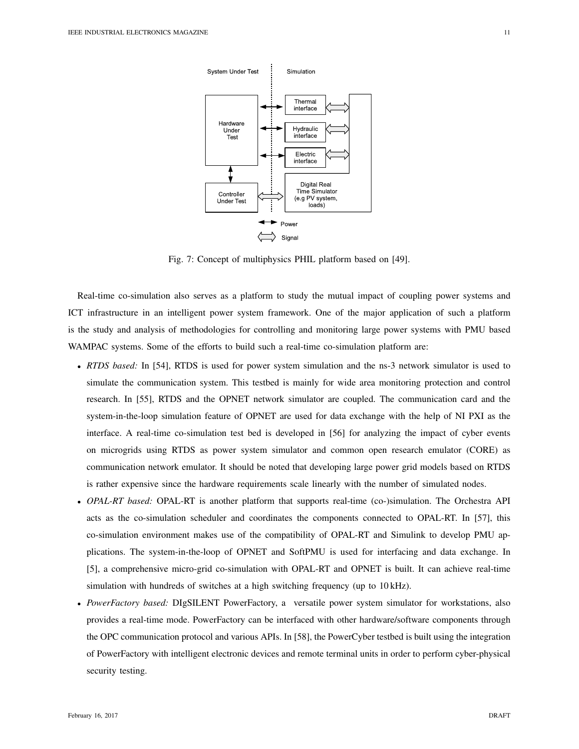Fig. 7: Concept of multiphysics PHIL platform based on [49].

Real-time co-simulation also serves as a platform to study the mutual impact of coupling power systems and ICT infrastructure in an intelligent power system framework. One of the major application of such a platform is the study and analysis of methodologies for controlling and monitoring large power systems with PMU based WAMPAC systems. Some of the efforts to build such a real-time co-simulation platform are:

- *RTDS based:* In [54], RTDS is used for power system simulation and the ns-3 network simulator is used to simulate the communication system. This testbed is mainly for wide area monitoring protection and control research. In [55], RTDS and the OPNET network simulator are coupled. The communication card and the system-in-the-loop simulation feature of OPNET are used for data exchange with the help of NI PXI as the interface. A real-time co-simulation test bed is developed in [56] for analyzing the impact of cyber events on microgrids using RTDS as power system simulator and common open research emulator (CORE) as communication network emulator. It should be noted that developing large power grid models based on RTDS is rather expensive since the hardware requirements scale linearly with the number of simulated nodes.
- *OPAL-RT based:* OPAL-RT is another platform that supports real-time (co-)simulation. The Orchestra API acts as the co-simulation scheduler and coordinates the components connected to OPAL-RT. In [57], this co-simulation environment makes use of the compatibility of OPAL-RT and Simulink to develop PMU applications. The system-in-the-loop of OPNET and SoftPMU is used for interfacing and data exchange. In [5], a comprehensive micro-grid co-simulation with OPAL-RT and OPNET is built. It can achieve real-time simulation with hundreds of switches at a high switching frequency (up to 10 kHz).
- *PowerFactory based:* DIgSILENT PowerFactory, a versatile power system simulator for workstations, also provides a real-time mode. PowerFactory can be interfaced with other hardware/software components through the OPC communication protocol and various APIs. In [58], the PowerCyber testbed is built using the integration of PowerFactory with intelligent electronic devices and remote terminal units in order to perform cyber-physical security testing.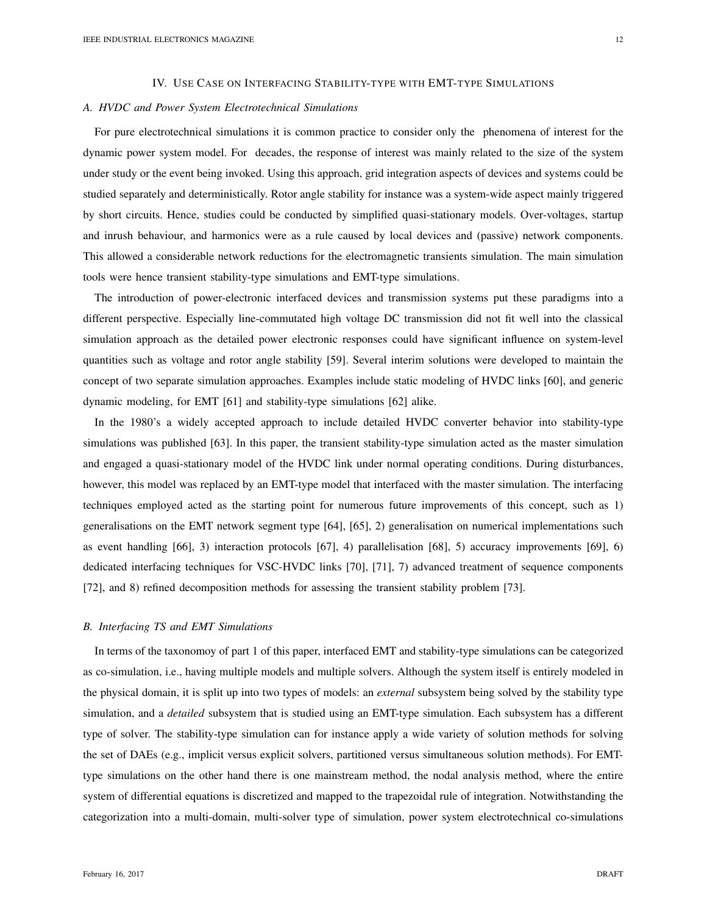## IV. Use Case on Interfacing Stability-type with EMT-type Simulations

### A. HVDC and Power System Electrotechnical Simulations

For pure electrotechnical simulations it is common practice to consider only the phenomena of interest for the dynamic power system model. For decades, the response of interest was mainly related to the size of the system under study or the event being invoked. Using this approach, grid integration aspects of devices and systems could be studied separately and deterministically. Rotor angle stability for instance was a system-wide aspect mainly triggered by short circuits. Hence, studies could be conducted by simplified quasi-stationary models. Over-voltages, startup and inrush behaviour, and harmonics were as a rule caused by local devices and (passive) network components. This allowed a considerable network reductions for the electromagnetic transients simulation. The main simulation tools were hence transient stability-type simulations and EMT-type simulations.

The introduction of power-electronic interfaced devices and transmission systems put these paradigms into a different perspective. Especially line-commutated high voltage DC transmission did not fit well into the classical simulation approach as the detailed power electronic responses could have significant influence on system-level quantities such as voltage and rotor angle stability [59]. Several interim solutions were developed to maintain the concept of two separate simulation approaches. Examples include static modeling of HVDC links [60], and generic dynamic modeling, for EMT [61] and stability-type simulations [62] alike.

In the 1980's a widely accepted approach to include detailed HVDC converter behavior into stability-type simulations was published [63]. In this paper, the transient stability-type simulation acted as the master simulation and engaged a quasi-stationary model of the HVDC link under normal operating conditions. During disturbances, however, this model was replaced by an EMT-type model that interfaced with the master simulation. The interfacing techniques employed acted as the starting point for numerous future improvements of this concept, such as 1) generalisations on the EMT network segment type [64], [65], 2) generalisation on numerical implementations such as event handling [66], 3) interaction protocols [67], 4) parallelisation [68], 5) accuracy improvements [69], 6) dedicated interfacing techniques for VSC-HVDC links [70], [71], 7) advanced treatment of sequence components [72], and 8) refined decomposition methods for assessing the transient stability problem [73].

### B. Interfacing TS and EMT Simulations

In terms of the taxonomoy of part 1 of this paper, interfaced EMT and stability-type simulations can be categorized as co-simulation, i.e., having multiple models and multiple solvers. Although the system itself is entirely modeled in the physical domain, it is split up into two types of models: an *external* subsystem being solved by the stability type simulation, and a *detailed* subsystem that is studied using an EMT-type simulation. Each subsystem has a different type of solver. The stability-type simulation can for instance apply a wide variety of solution methods for solving the set of DAEs (e.g., implicit versus explicit solvers, partitioned versus simultaneous solution methods). For EMT-type simulations on the other hand there is one mainstream method, the nodal analysis method, where the entire system of differential equations is discretized and mapped to the trapezoidal rule of integration. Notwithstanding the categorization into a multi-domain, multi-solver type of simulation, power system electrotechnical co-simulations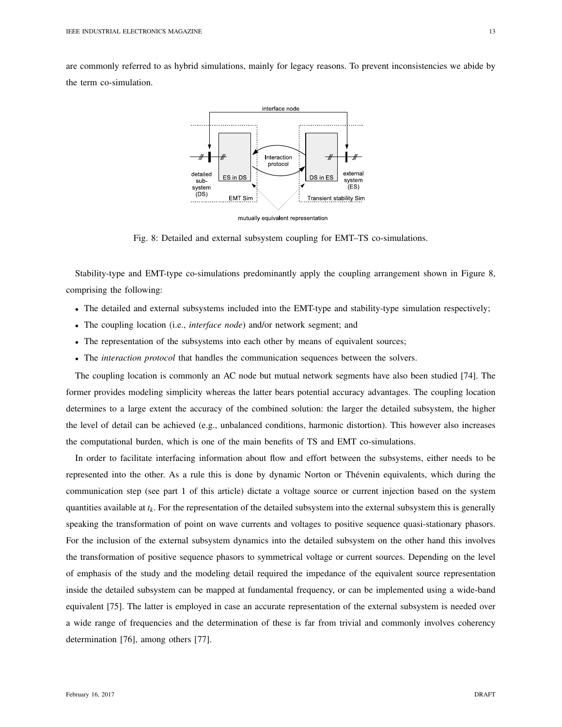are commonly referred to as hybrid simulations, mainly for legacy reasons. To prevent inconsistencies we abide by the term co-simulation.

Fig. 8: Detailed and external subsystem coupling for EMT–TS co-simulations.

Stability-type and EMT-type co-simulations predominantly apply the coupling arrangement shown in Figure 8, comprising the following:

- The detailed and external subsystems included into the EMT-type and stability-type simulation respectively;
- The coupling location (i.e., *interface node*) and/or network segment; and
- The representation of the subsystems into each other by means of equivalent sources;
- The *interaction protocol* that handles the communication sequences between the solvers.

The coupling location is commonly an AC node but mutual network segments have also been studied [74]. The former provides modeling simplicity whereas the latter bears potential accuracy advantages. The coupling location determines to a large extent the accuracy of the combined solution: the larger the detailed subsystem, the higher the level of detail can be achieved (e.g., unbalanced conditions, harmonic distortion). This however also increases the computational burden, which is one of the main benefits of TS and EMT co-simulations.

In order to facilitate interfacing information about flow and effort between the subsystems, either needs to be represented into the other. As a rule this is done by dynamic Norton or Thévenin equivalents, which during the communication step (see part 1 of this article) dictate a voltage source or current injection based on the system quantities available at $t_k$. For the representation of the detailed subsystem into the external subsystem this is generally speaking the transformation of point on wave currents and voltages to positive sequence quasi-stationary phasors. For the inclusion of the external subsystem dynamics into the detailed subsystem on the other hand this involves the transformation of positive sequence phasors to symmetrical voltage or current sources. Depending on the level of emphasis of the study and the modeling detail required the impedance of the equivalent source representation inside the detailed subsystem can be mapped at fundamental frequency, or can be implemented using a wide-band equivalent [75]. The latter is employed in case an accurate representation of the external subsystem is needed over a wide range of frequencies and the determination of these is far from trivial and commonly involves coherency determination [76], among others [77].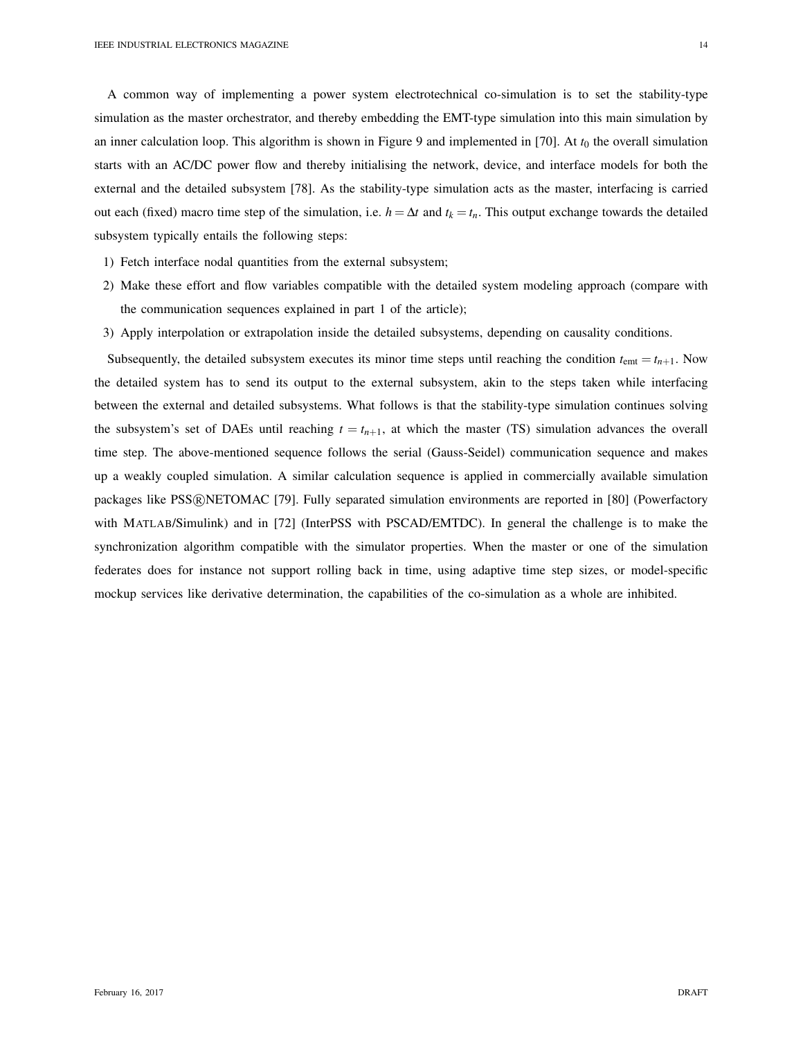A common way of implementing a power system electrotechnical co-simulation is to set the stability-type simulation as the master orchestrator, and thereby embedding the EMT-type simulation into this main simulation by an inner calculation loop. This algorithm is shown in Figure 9 and implemented in [70]. At $t_0$ the overall simulation starts with an AC/DC power flow and thereby initialising the network, device, and interface models for both the external and the detailed subsystem [78]. As the stability-type simulation acts as the master, interfacing is carried out each (fixed) macro time step of the simulation, i.e. $h = \Delta t$ and $t_k = t_n$. This output exchange towards the detailed subsystem typically entails the following steps:

1) Fetch interface nodal quantities from the external subsystem;
2) Make these effort and flow variables compatible with the detailed system modeling approach (compare with the communication sequences explained in part 1 of the article);
3) Apply interpolation or extrapolation inside the detailed subsystems, depending on causality conditions.

Subsequently, the detailed subsystem executes its minor time steps until reaching the condition $t_{\text{emt}} = t_{n+1}$. Now the detailed system has to send its output to the external subsystem, akin to the steps taken while interfacing between the external and detailed subsystems. What follows is that the stability-type simulation continues solving the subsystem's set of DAEs until reaching $t = t_{n+1}$, at which the master (TS) simulation advances the overall time step. The above-mentioned sequence follows the serial (Gauss-Seidel) communication sequence and makes up a weakly coupled simulation. A similar calculation sequence is applied in commercially available simulation packages like PSS®NETOMAC [79]. Fully separated simulation environments are reported in [80] (Powerfactory with MATLAB/Simulink) and in [72] (InterPSS with PSCAD/EMTDC). In general the challenge is to make the synchronization algorithm compatible with the simulator properties. When the master or one of the simulation federates does for instance not support rolling back in time, using adaptive time step sizes, or model-specific mockup services like derivative determination, the capabilities of the co-simulation as a whole are inhibited.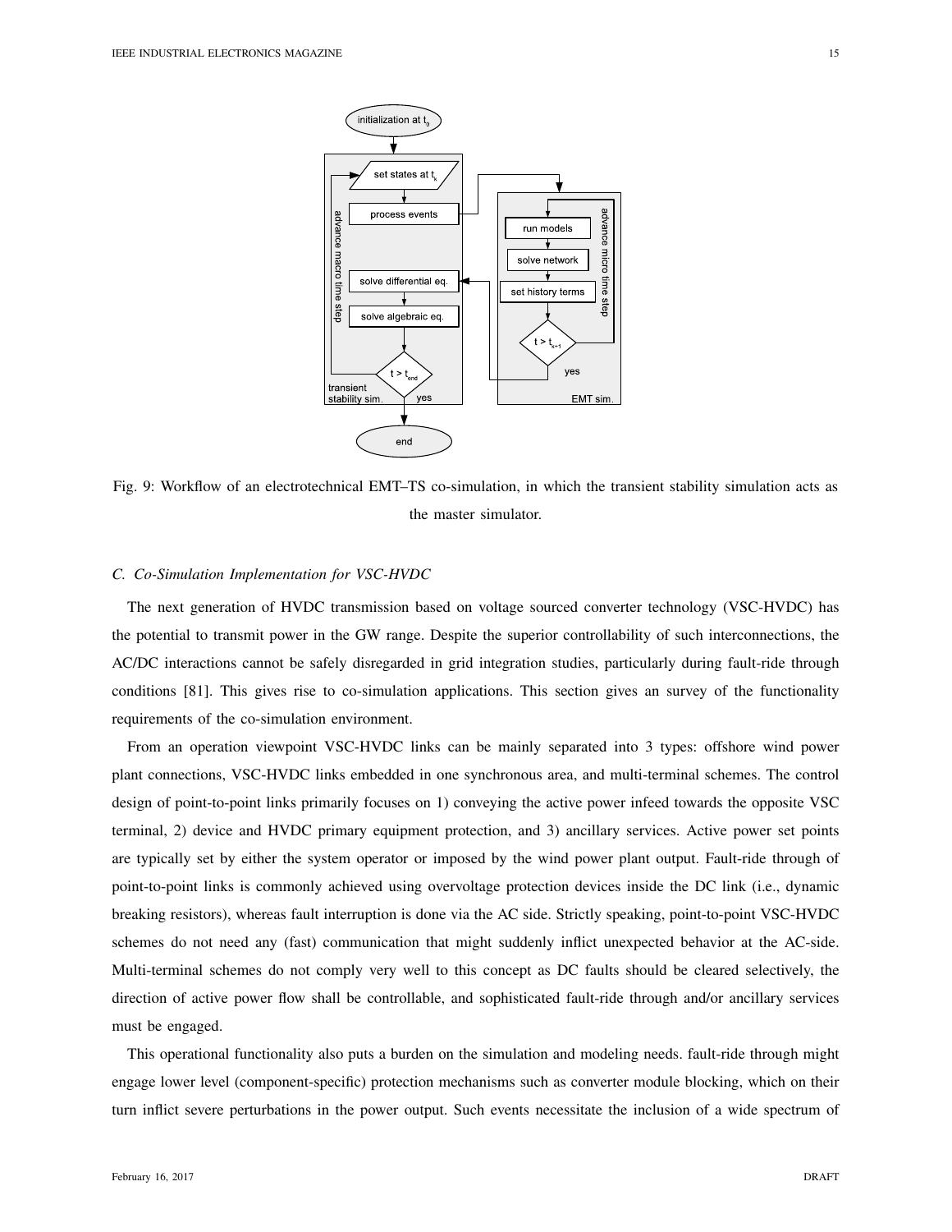Fig. 9: Workflow of an electrotechnical EMT–TS co-simulation, in which the transient stability simulation acts as the master simulator.

### C. Co-Simulation Implementation for VSC-HVDC

The next generation of HVDC transmission based on voltage sourced converter technology (VSC-HVDC) has the potential to transmit power in the GW range. Despite the superior controllability of such interconnections, the AC/DC interactions cannot be safely disregarded in grid integration studies, particularly during fault-ride through conditions [81]. This gives rise to co-simulation applications. This section gives an survey of the functionality requirements of the co-simulation environment.

From an operation viewpoint VSC-HVDC links can be mainly separated into 3 types: offshore wind power plant connections, VSC-HVDC links embedded in one synchronous area, and multi-terminal schemes. The control design of point-to-point links primarily focuses on 1) conveying the active power infeed towards the opposite VSC terminal, 2) device and HVDC primary equipment protection, and 3) ancillary services. Active power set points are typically set by either the system operator or imposed by the wind power plant output. Fault-ride through of point-to-point links is commonly achieved using overvoltage protection devices inside the DC link (i.e., dynamic breaking resistors), whereas fault interruption is done via the AC side. Strictly speaking, point-to-point VSC-HVDC schemes do not need any (fast) communication that might suddenly inflict unexpected behavior at the AC-side. Multi-terminal schemes do not comply very well to this concept as DC faults should be cleared selectively, the direction of active power flow shall be controllable, and sophisticated fault-ride through and/or ancillary services must be engaged.

This operational functionality also puts a burden on the simulation and modeling needs. fault-ride through might engage lower level (component-specific) protection mechanisms such as converter module blocking, which on their turn inflict severe perturbations in the power output. Such events necessitate the inclusion of a wide spectrum of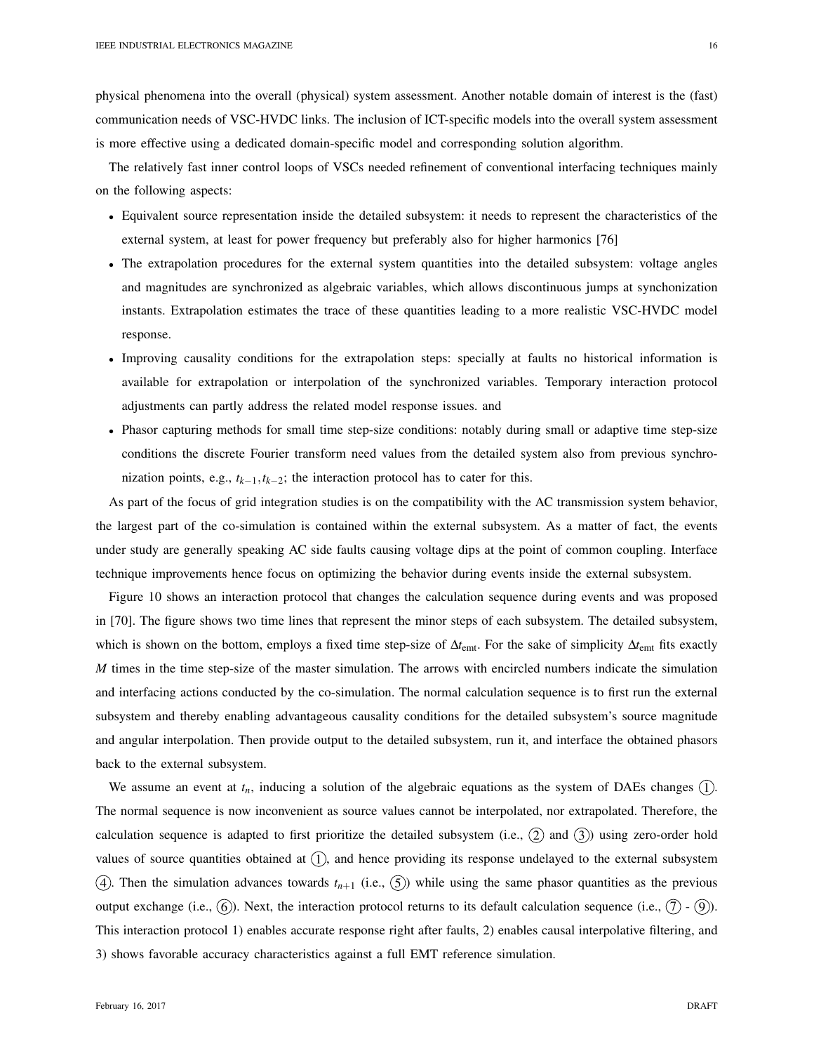physical phenomena into the overall (physical) system assessment. Another notable domain of interest is the (fast) communication needs of VSC-HVDC links. The inclusion of ICT-specific models into the overall system assessment is more effective using a dedicated domain-specific model and corresponding solution algorithm.

The relatively fast inner control loops of VSCs needed refinement of conventional interfacing techniques mainly on the following aspects:

- Equivalent source representation inside the detailed subsystem: it needs to represent the characteristics of the external system, at least for power frequency but preferably also for higher harmonics [76]
- The extrapolation procedures for the external system quantities into the detailed subsystem: voltage angles and magnitudes are synchronized as algebraic variables, which allows discontinuous jumps at synchonization instants. Extrapolation estimates the trace of these quantities leading to a more realistic VSC-HVDC model response.
- Improving causality conditions for the extrapolation steps: specially at faults no historical information is available for extrapolation or interpolation of the synchronized variables. Temporary interaction protocol adjustments can partly address the related model response issues. and
- Phasor capturing methods for small time step-size conditions: notably during small or adaptive time step-size conditions the discrete Fourier transform need values from the detailed system also from previous synchronization points, e.g., $t_{k-1}, t_{k-2}$; the interaction protocol has to cater for this.

As part of the focus of grid integration studies is on the compatibility with the AC transmission system behavior, the largest part of the co-simulation is contained within the external subsystem. As a matter of fact, the events under study are generally speaking AC side faults causing voltage dips at the point of common coupling. Interface technique improvements hence focus on optimizing the behavior during events inside the external subsystem.

Figure 10 shows an interaction protocol that changes the calculation sequence during events and was proposed in [70]. The figure shows two time lines that represent the minor steps of each subsystem. The detailed subsystem, which is shown on the bottom, employs a fixed time step-size of $\Delta t_{\text{emt}}$. For the sake of simplicity $\Delta t_{\text{emt}}$ fits exactly $M$ times in the time step-size of the master simulation. The arrows with encircled numbers indicate the simulation and interfacing actions conducted by the co-simulation. The normal calculation sequence is to first run the external subsystem and thereby enabling advantageous causality conditions for the detailed subsystem's source magnitude and angular interpolation. Then provide output to the detailed subsystem, run it, and interface the obtained phasors back to the external subsystem.

We assume an event at $t_n$, inducing a solution of the algebraic equations as the system of DAEs changes (1). The normal sequence is now inconvenient as source values cannot be interpolated, nor extrapolated. Therefore, the calculation sequence is adapted to first prioritize the detailed subsystem (i.e., (2) and (3)) using zero-order hold values of source quantities obtained at (1), and hence providing its response undelayed to the external subsystem (4). Then the simulation advances towards $t_{n+1}$ (i.e., (5)) while using the same phasor quantities as the previous output exchange (i.e., (6)). Next, the interaction protocol returns to its default calculation sequence (i.e., (7) - (9)). This interaction protocol 1) enables accurate response right after faults, 2) enables causal interpolative filtering, and 3) shows favorable accuracy characteristics against a full EMT reference simulation.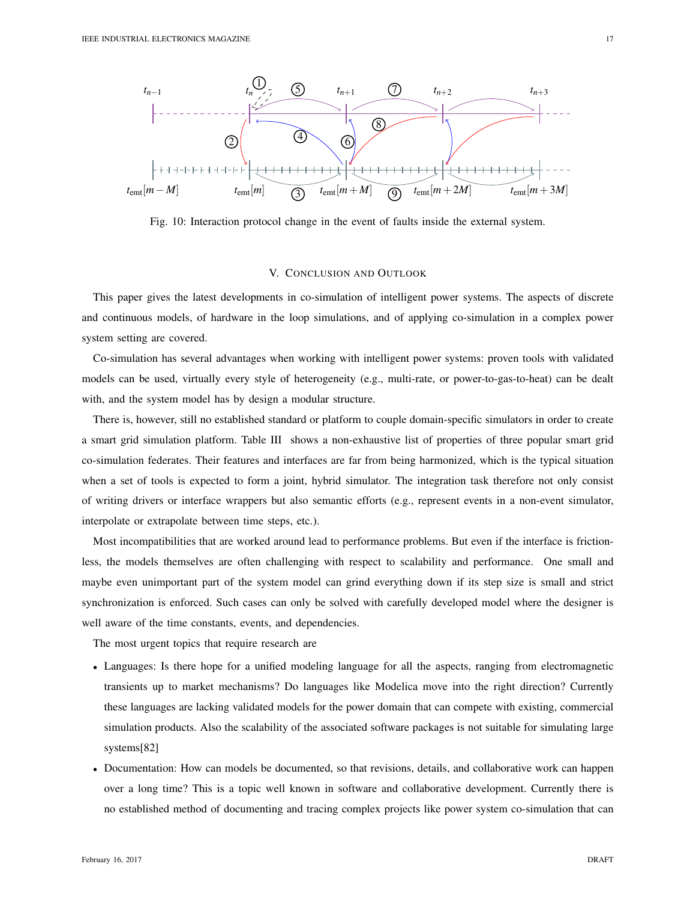Fig. 10: Interaction protocol change in the event of faults inside the external system.

## V. Conclusion and Outlook

This paper gives the latest developments in co-simulation of intelligent power systems. The aspects of discrete and continuous models, of hardware in the loop simulations, and of applying co-simulation in a complex power system setting are covered.

Co-simulation has several advantages when working with intelligent power systems: proven tools with validated models can be used, virtually every style of heterogeneity (e.g., multi-rate, or power-to-gas-to-heat) can be dealt with, and the system model has by design a modular structure.

There is, however, still no established standard or platform to couple domain-specific simulators in order to create a smart grid simulation platform. Table III shows a non-exhaustive list of properties of three popular smart grid co-simulation federates. Their features and interfaces are far from being harmonized, which is the typical situation when a set of tools is expected to form a joint, hybrid simulator. The integration task therefore not only consist of writing drivers or interface wrappers but also semantic efforts (e.g., represent events in a non-event simulator, interpolate or extrapolate between time steps, etc.).

Most incompatibilities that are worked around lead to performance problems. But even if the interface is frictionless, the models themselves are often challenging with respect to scalability and performance. One small and maybe even unimportant part of the system model can grind everything down if its step size is small and strict synchronization is enforced. Such cases can only be solved with carefully developed model where the designer is well aware of the time constants, events, and dependencies.

The most urgent topics that require research are

- Languages: Is there hope for a unified modeling language for all the aspects, ranging from electromagnetic transients up to market mechanisms? Do languages like Modelica move into the right direction? Currently these languages are lacking validated models for the power domain that can compete with existing, commercial simulation products. Also the scalability of the associated software packages is not suitable for simulating large systems[82]
- Documentation: How can models be documented, so that revisions, details, and collaborative work can happen over a long time? This is a topic well known in software and collaborative development. Currently there is no established method of documenting and tracing complex projects like power system co-simulation that can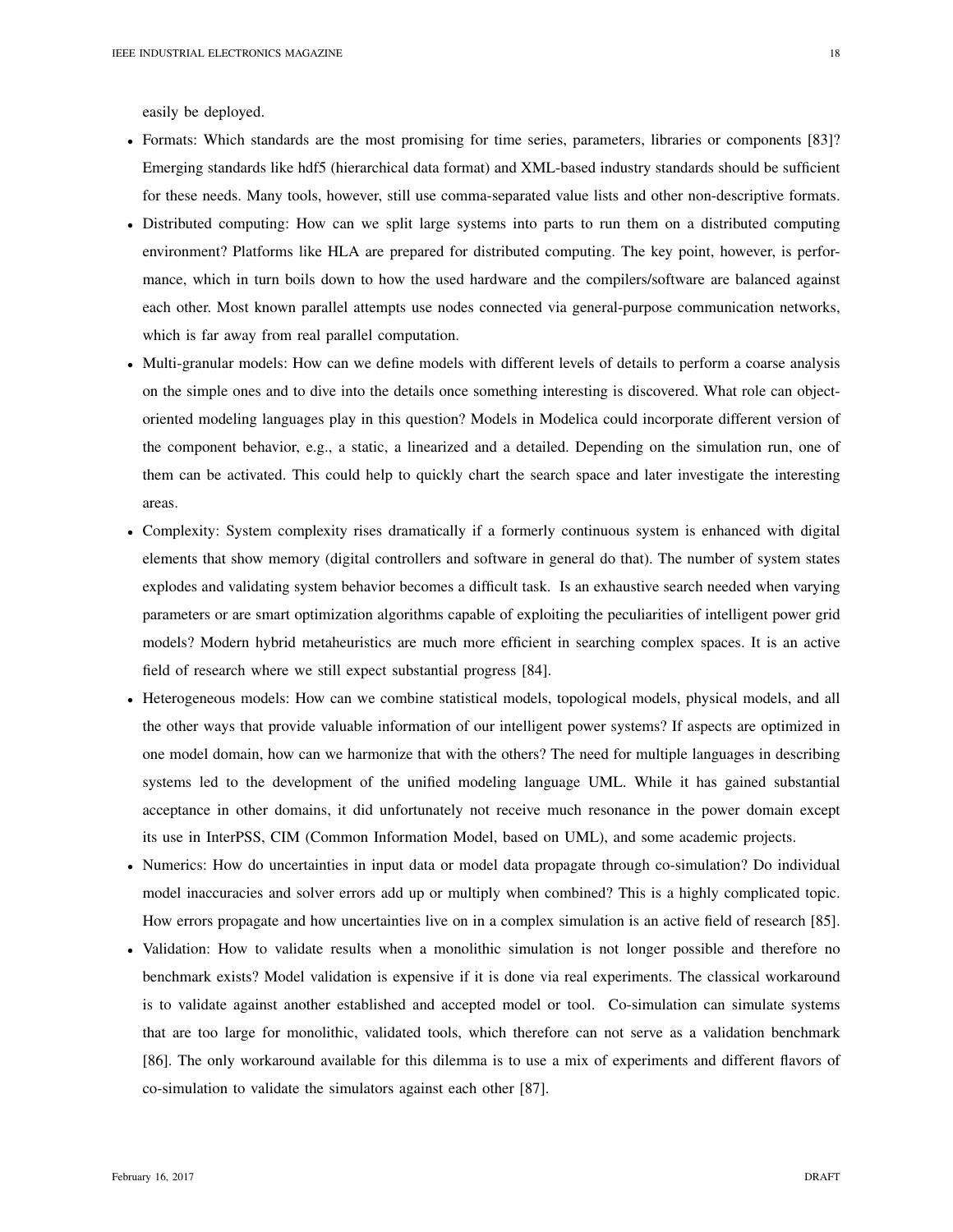easily be deployed.

- Formats: Which standards are the most promising for time series, parameters, libraries or components [83]? Emerging standards like hdf5 (hierarchical data format) and XML-based industry standards should be sufficient for these needs. Many tools, however, still use comma-separated value lists and other non-descriptive formats.
- Distributed computing: How can we split large systems into parts to run them on a distributed computing environment? Platforms like HLA are prepared for distributed computing. The key point, however, is performance, which in turn boils down to how the used hardware and the compilers/software are balanced against each other. Most known parallel attempts use nodes connected via general-purpose communication networks, which is far away from real parallel computation.
- Multi-granular models: How can we define models with different levels of details to perform a coarse analysis on the simple ones and to dive into the details once something interesting is discovered. What role can object-oriented modeling languages play in this question? Models in Modelica could incorporate different version of the component behavior, e.g., a static, a linearized and a detailed. Depending on the simulation run, one of them can be activated. This could help to quickly chart the search space and later investigate the interesting areas.
- Complexity: System complexity rises dramatically if a formerly continuous system is enhanced with digital elements that show memory (digital controllers and software in general do that). The number of system states explodes and validating system behavior becomes a difficult task. Is an exhaustive search needed when varying parameters or are smart optimization algorithms capable of exploiting the peculiarities of intelligent power grid models? Modern hybrid metaheuristics are much more efficient in searching complex spaces. It is an active field of research where we still expect substantial progress [84].
- Heterogeneous models: How can we combine statistical models, topological models, physical models, and all the other ways that provide valuable information of our intelligent power systems? If aspects are optimized in one model domain, how can we harmonize that with the others? The need for multiple languages in describing systems led to the development of the unified modeling language UML. While it has gained substantial acceptance in other domains, it did unfortunately not receive much resonance in the power domain except its use in InterPSS, CIM (Common Information Model, based on UML), and some academic projects.
- Numerics: How do uncertainties in input data or model data propagate through co-simulation? Do individual model inaccuracies and solver errors add up or multiply when combined? This is a highly complicated topic. How errors propagate and how uncertainties live on in a complex simulation is an active field of research [85].
- Validation: How to validate results when a monolithic simulation is not longer possible and therefore no benchmark exists? Model validation is expensive if it is done via real experiments. The classical workaround is to validate against another established and accepted model or tool. Co-simulation can simulate systems that are too large for monolithic, validated tools, which therefore can not serve as a validation benchmark [86]. The only workaround available for this dilemma is to use a mix of experiments and different flavors of co-simulation to validate the simulators against each other [87].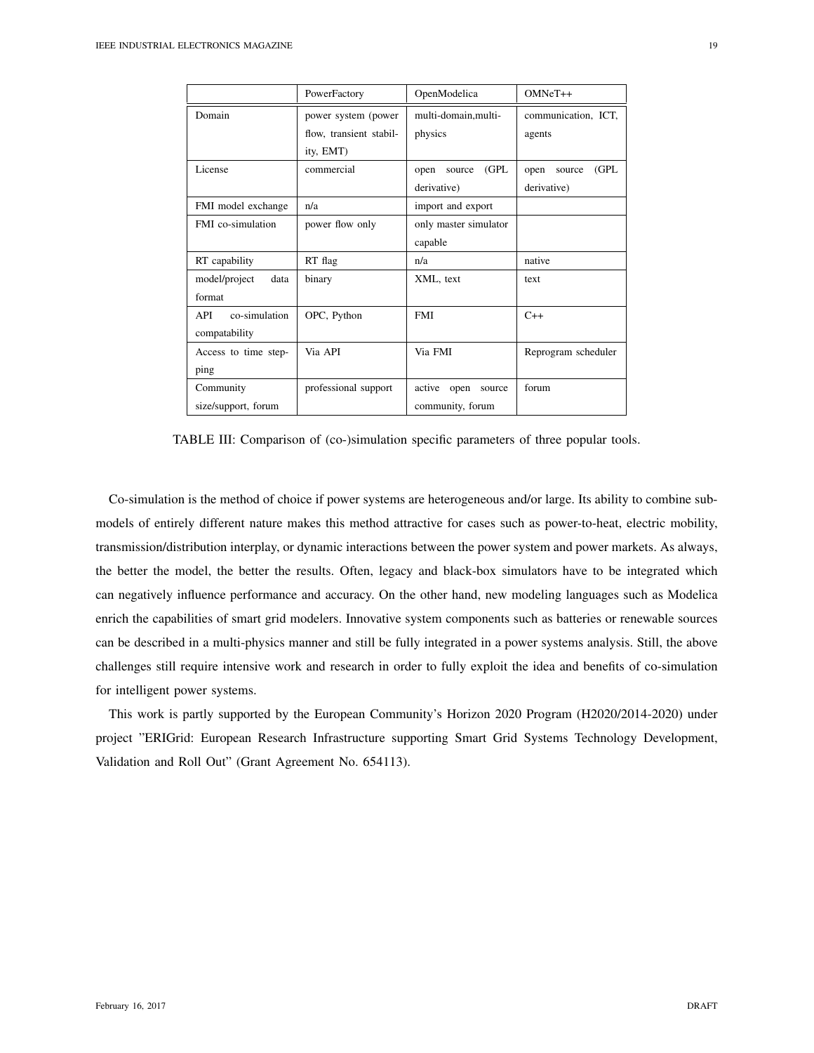| | PowerFactory | OpenModelica | OMNeT++ |
|---|---|---|---|
| Domain | power system (power flow, transient stability, EMT) | multi-domain,multi-physics | communication, ICT, agents |
| License | commercial | open source (GPL derivative) | open source (GPL derivative) |
| FMI model exchange | n/a | import and export | |
| FMI co-simulation | power flow only | only master simulator capable | |
| RT capability | RT flag | n/a | native |
| model/project data format | binary | XML, text | text |
| API co-simulation compatability | OPC, Python | FMI | C++ |
| Access to time stepping | Via API | Via FMI | Reprogram scheduler |
| Community size/support, forum | professional support | active open source community, forum | forum |

TABLE III: Comparison of (co-)simulation specific parameters of three popular tools.

Co-simulation is the method of choice if power systems are heterogeneous and/or large. Its ability to combine sub-models of entirely different nature makes this method attractive for cases such as power-to-heat, electric mobility, transmission/distribution interplay, or dynamic interactions between the power system and power markets. As always, the better the model, the better the results. Often, legacy and black-box simulators have to be integrated which can negatively influence performance and accuracy. On the other hand, new modeling languages such as Modelica enrich the capabilities of smart grid modelers. Innovative system components such as batteries or renewable sources can be described in a multi-physics manner and still be fully integrated in a power systems analysis. Still, the above challenges still require intensive work and research in order to fully exploit the idea and benefits of co-simulation for intelligent power systems.

This work is partly supported by the European Community's Horizon 2020 Program (H2020/2014-2020) under project "ERIGrid: European Research Infrastructure supporting Smart Grid Systems Technology Development, Validation and Roll Out" (Grant Agreement No. 654113).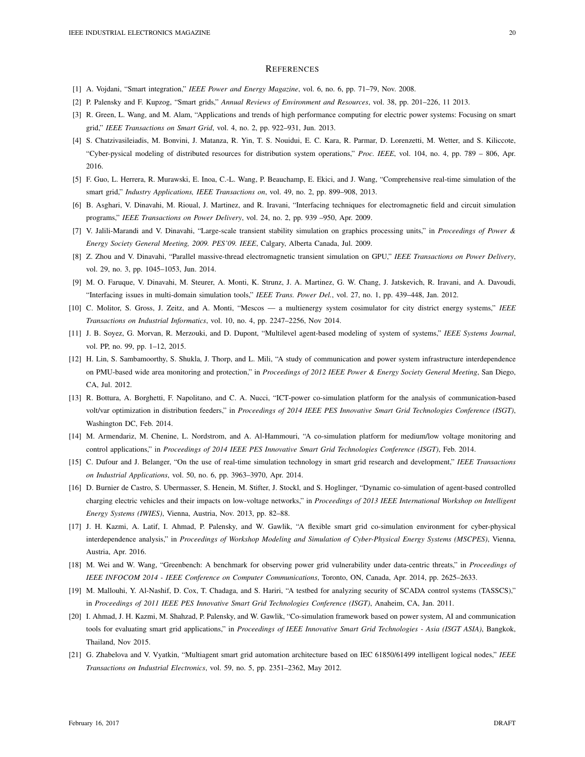# REFERENCES

[1] A. Vojdani, "Smart integration," *IEEE Power and Energy Magazine*, vol. 6, no. 6, pp. 71–79, Nov. 2008.

[2] P. Palensky and F. Kupzog, "Smart grids," *Annual Reviews of Environment and Resources*, vol. 38, pp. 201–226, 11 2013.

[3] R. Green, L. Wang, and M. Alam, "Applications and trends of high performance computing for electric power systems: Focusing on smart grid," *IEEE Transactions on Smart Grid*, vol. 4, no. 2, pp. 922–931, Jun. 2013.

[4] S. Chatzivasileiadis, M. Bonvini, J. Matanza, R. Yin, T. S. Nouidui, E. C. Kara, R. Parmar, D. Lorenzetti, M. Wetter, and S. Kiliccote, "Cyber-pysical modeling of distributed resources for distribution system operations," *Proc. IEEE*, vol. 104, no. 4, pp. 789 – 806, Apr. 2016.

[5] F. Guo, L. Herrera, R. Murawski, E. Inoa, C.-L. Wang, P. Beauchamp, E. Ekici, and J. Wang, "Comprehensive real-time simulation of the smart grid," *Industry Applications, IEEE Transactions on*, vol. 49, no. 2, pp. 899–908, 2013.

[6] B. Asghari, V. Dinavahi, M. Rioual, J. Martinez, and R. Iravani, "Interfacing techniques for electromagnetic field and circuit simulation programs," *IEEE Transactions on Power Delivery*, vol. 24, no. 2, pp. 939 –950, Apr. 2009.

[7] V. Jalili-Marandi and V. Dinavahi, "Large-scale transient stability simulation on graphics processing units," in *Proceedings of Power & Energy Society General Meeting, 2009. PES'09. IEEE*, Calgary, Alberta Canada, Jul. 2009.

[8] Z. Zhou and V. Dinavahi, "Parallel massive-thread electromagnetic transient simulation on GPU," *IEEE Transactions on Power Delivery*, vol. 29, no. 3, pp. 1045–1053, Jun. 2014.

[9] M. O. Faruque, V. Dinavahi, M. Steurer, A. Monti, K. Strunz, J. A. Martinez, G. W. Chang, J. Jatskevich, R. Iravani, and A. Davoudi, "Interfacing issues in multi-domain simulation tools," *IEEE Trans. Power Del.*, vol. 27, no. 1, pp. 439–448, Jan. 2012.

[10] C. Molitor, S. Gross, J. Zeitz, and A. Monti, "Mescos — a multienergy system cosimulator for city district energy systems," *IEEE Transactions on Industrial Informatics*, vol. 10, no. 4, pp. 2247–2256, Nov 2014.

[11] J. B. Soyez, G. Morvan, R. Merzouki, and D. Dupont, "Multilevel agent-based modeling of system of systems," *IEEE Systems Journal*, vol. PP, no. 99, pp. 1–12, 2015.

[12] H. Lin, S. Sambamoorthy, S. Shukla, J. Thorp, and L. Mili, "A study of communication and power system infrastructure interdependence on PMU-based wide area monitoring and protection," in *Proceedings of 2012 IEEE Power & Energy Society General Meeting*, San Diego, CA, Jul. 2012.

[13] R. Bottura, A. Borghetti, F. Napolitano, and C. A. Nucci, "ICT-power co-simulation platform for the analysis of communication-based volt/var optimization in distribution feeders," in *Proceedings of 2014 IEEE PES Innovative Smart Grid Technologies Conference (ISGT)*, Washington DC, Feb. 2014.

[14] M. Armendariz, M. Chenine, L. Nordstrom, and A. Al-Hammouri, "A co-simulation platform for medium/low voltage monitoring and control applications," in *Proceedings of 2014 IEEE PES Innovative Smart Grid Technologies Conference (ISGT)*, Feb. 2014.

[15] C. Dufour and J. Belanger, "On the use of real-time simulation technology in smart grid research and development," *IEEE Transactions on Industrial Applications*, vol. 50, no. 6, pp. 3963–3970, Apr. 2014.

[16] D. Burnier de Castro, S. Ubermasser, S. Henein, M. Stifter, J. Stockl, and S. Hoglinger, "Dynamic co-simulation of agent-based controlled charging electric vehicles and their impacts on low-voltage networks," in *Proceedings of 2013 IEEE International Workshop on Intelligent Energy Systems (IWIES)*, Vienna, Austria, Nov. 2013, pp. 82–88.

[17] J. H. Kazmi, A. Latif, I. Ahmad, P. Palensky, and W. Gawlik, "A flexible smart grid co-simulation environment for cyber-physical interdependence analysis," in *Proceedings of Workshop Modeling and Simulation of Cyber-Physical Energy Systems (MSCPES)*, Vienna, Austria, Apr. 2016.

[18] M. Wei and W. Wang, "Greenbench: A benchmark for observing power grid vulnerability under data-centric threats," in *Proceedings of IEEE INFOCOM 2014 - IEEE Conference on Computer Communications*, Toronto, ON, Canada, Apr. 2014, pp. 2625–2633.

[19] M. Mallouhi, Y. Al-Nashif, D. Cox, T. Chadaga, and S. Hariri, "A testbed for analyzing security of SCADA control systems (TASSCS)," in *Proceedings of 2011 IEEE PES Innovative Smart Grid Technologies Conference (ISGT)*, Anaheim, CA, Jan. 2011.

[20] I. Ahmad, J. H. Kazmi, M. Shahzad, P. Palensky, and W. Gawlik, "Co-simulation framework based on power system, AI and communication tools for evaluating smart grid applications," in *Proceedings of IEEE Innovative Smart Grid Technologies - Asia (ISGT ASIA)*, Bangkok, Thailand, Nov 2015.

[21] G. Zhabelova and V. Vyatkin, "Multiagent smart grid automation architecture based on IEC 61850/61499 intelligent logical nodes," *IEEE Transactions on Industrial Electronics*, vol. 59, no. 5, pp. 2351–2362, May 2012.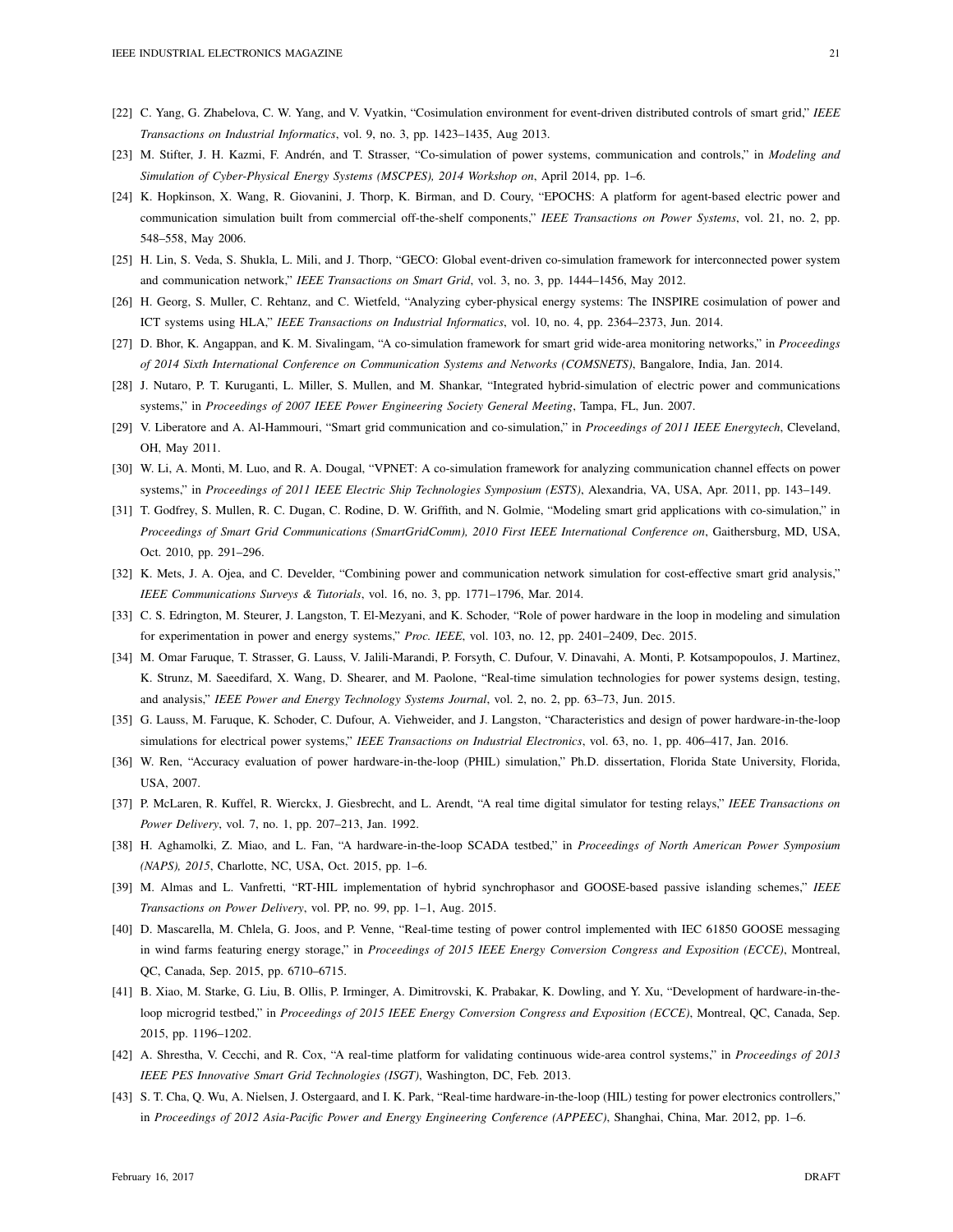[22] C. Yang, G. Zhabelova, C. W. Yang, and V. Vyatkin, "Cosimulation environment for event-driven distributed controls of smart grid," *IEEE Transactions on Industrial Informatics*, vol. 9, no. 3, pp. 1423–1435, Aug 2013.

[23] M. Stifter, J. H. Kazmi, F. Andrén, and T. Strasser, "Co-simulation of power systems, communication and controls," in *Modeling and Simulation of Cyber-Physical Energy Systems (MSCPES), 2014 Workshop on*, April 2014, pp. 1–6.

[24] K. Hopkinson, X. Wang, R. Giovanini, J. Thorp, K. Birman, and D. Coury, "EPOCHS: A platform for agent-based electric power and communication simulation built from commercial off-the-shelf components," *IEEE Transactions on Power Systems*, vol. 21, no. 2, pp. 548–558, May 2006.

[25] H. Lin, S. Veda, S. Shukla, L. Mili, and J. Thorp, "GECO: Global event-driven co-simulation framework for interconnected power system and communication network," *IEEE Transactions on Smart Grid*, vol. 3, no. 3, pp. 1444–1456, May 2012.

[26] H. Georg, S. Muller, C. Rehtanz, and C. Wietfeld, "Analyzing cyber-physical energy systems: The INSPIRE cosimulation of power and ICT systems using HLA," *IEEE Transactions on Industrial Informatics*, vol. 10, no. 4, pp. 2364–2373, Jun. 2014.

[27] D. Bhor, K. Angappan, and K. M. Sivalingam, "A co-simulation framework for smart grid wide-area monitoring networks," in *Proceedings of 2014 Sixth International Conference on Communication Systems and Networks (COMSNETS)*, Bangalore, India, Jan. 2014.

[28] J. Nutaro, P. T. Kuruganti, L. Miller, S. Mullen, and M. Shankar, "Integrated hybrid-simulation of electric power and communications systems," in *Proceedings of 2007 IEEE Power Engineering Society General Meeting*, Tampa, FL, Jun. 2007.

[29] V. Liberatore and A. Al-Hammouri, "Smart grid communication and co-simulation," in *Proceedings of 2011 IEEE Energytech*, Cleveland, OH, May 2011.

[30] W. Li, A. Monti, M. Luo, and R. A. Dougal, "VPNET: A co-simulation framework for analyzing communication channel effects on power systems," in *Proceedings of 2011 IEEE Electric Ship Technologies Symposium (ESTS)*, Alexandria, VA, USA, Apr. 2011, pp. 143–149.

[31] T. Godfrey, S. Mullen, R. C. Dugan, C. Rodine, D. W. Griffith, and N. Golmie, "Modeling smart grid applications with co-simulation," in *Proceedings of Smart Grid Communications (SmartGridComm), 2010 First IEEE International Conference on*, Gaithersburg, MD, USA, Oct. 2010, pp. 291–296.

[32] K. Mets, J. A. Ojea, and C. Develder, "Combining power and communication network simulation for cost-effective smart grid analysis," *IEEE Communications Surveys & Tutorials*, vol. 16, no. 3, pp. 1771–1796, Mar. 2014.

[33] C. S. Edrington, M. Steurer, J. Langston, T. El-Mezyani, and K. Schoder, "Role of power hardware in the loop in modeling and simulation for experimentation in power and energy systems," *Proc. IEEE*, vol. 103, no. 12, pp. 2401–2409, Dec. 2015.

[34] M. Omar Faruque, T. Strasser, G. Lauss, V. Jalili-Marandi, P. Forsyth, C. Dufour, V. Dinavahi, A. Monti, P. Kotsampopoulos, J. Martinez, K. Strunz, M. Saeedifard, X. Wang, D. Shearer, and M. Paolone, "Real-time simulation technologies for power systems design, testing, and analysis," *IEEE Power and Energy Technology Systems Journal*, vol. 2, no. 2, pp. 63–73, Jun. 2015.

[35] G. Lauss, M. Faruque, K. Schoder, C. Dufour, A. Viehweider, and J. Langston, "Characteristics and design of power hardware-in-the-loop simulations for electrical power systems," *IEEE Transactions on Industrial Electronics*, vol. 63, no. 1, pp. 406–417, Jan. 2016.

[36] W. Ren, "Accuracy evaluation of power hardware-in-the-loop (PHIL) simulation," Ph.D. dissertation, Florida State University, Florida, USA, 2007.

[37] P. McLaren, R. Kuffel, R. Wierckx, J. Giesbrecht, and L. Arendt, "A real time digital simulator for testing relays," *IEEE Transactions on Power Delivery*, vol. 7, no. 1, pp. 207–213, Jan. 1992.

[38] H. Aghamolki, Z. Miao, and L. Fan, "A hardware-in-the-loop SCADA testbed," in *Proceedings of North American Power Symposium (NAPS), 2015*, Charlotte, NC, USA, Oct. 2015, pp. 1–6.

[39] M. Almas and L. Vanfretti, "RT-HIL implementation of hybrid synchrophasor and GOOSE-based passive islanding schemes," *IEEE Transactions on Power Delivery*, vol. PP, no. 99, pp. 1–1, Aug. 2015.

[40] D. Mascarella, M. Chlela, G. Joos, and P. Venne, "Real-time testing of power control implemented with IEC 61850 GOOSE messaging in wind farms featuring energy storage," in *Proceedings of 2015 IEEE Energy Conversion Congress and Exposition (ECCE)*, Montreal, QC, Canada, Sep. 2015, pp. 6710–6715.

[41] B. Xiao, M. Starke, G. Liu, B. Ollis, P. Irminger, A. Dimitrovski, K. Prabakar, K. Dowling, and Y. Xu, "Development of hardware-in-the-loop microgrid testbed," in *Proceedings of 2015 IEEE Energy Conversion Congress and Exposition (ECCE)*, Montreal, QC, Canada, Sep. 2015, pp. 1196–1202.

[42] A. Shrestha, V. Cecchi, and R. Cox, "A real-time platform for validating continuous wide-area control systems," in *Proceedings of 2013 IEEE PES Innovative Smart Grid Technologies (ISGT)*, Washington, DC, Feb. 2013.

[43] S. T. Cha, Q. Wu, A. Nielsen, J. Ostergaard, and I. K. Park, "Real-time hardware-in-the-loop (HIL) testing for power electronics controllers," in *Proceedings of 2012 Asia-Pacific Power and Energy Engineering Conference (APPEEC)*, Shanghai, China, Mar. 2012, pp. 1–6.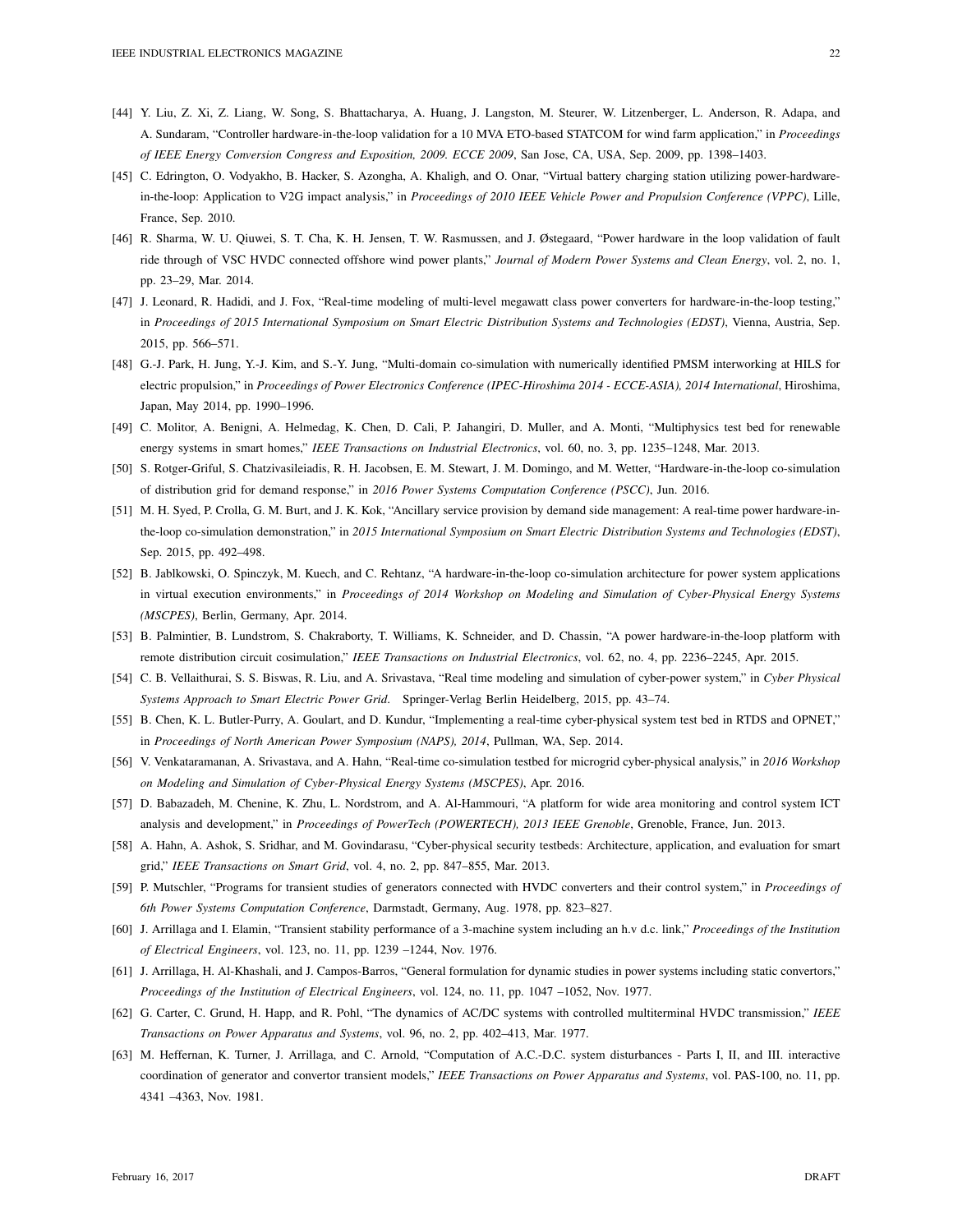[44] Y. Liu, Z. Xi, Z. Liang, W. Song, S. Bhattacharya, A. Huang, J. Langston, M. Steurer, W. Litzenberger, L. Anderson, R. Adapa, and A. Sundaram, "Controller hardware-in-the-loop validation for a 10 MVA ETO-based STATCOM for wind farm application," in *Proceedings of IEEE Energy Conversion Congress and Exposition, 2009. ECCE 2009*, San Jose, CA, USA, Sep. 2009, pp. 1398–1403.

[45] C. Edrington, O. Vodyakho, B. Hacker, S. Azongha, A. Khaligh, and O. Onar, "Virtual battery charging station utilizing power-hardware-in-the-loop: Application to V2G impact analysis," in *Proceedings of 2010 IEEE Vehicle Power and Propulsion Conference (VPPC)*, Lille, France, Sep. 2010.

[46] R. Sharma, W. U. Qiuwei, S. T. Cha, K. H. Jensen, T. W. Rasmussen, and J. Østegaard, "Power hardware in the loop validation of fault ride through of VSC HVDC connected offshore wind power plants," *Journal of Modern Power Systems and Clean Energy*, vol. 2, no. 1, pp. 23–29, Mar. 2014.

[47] J. Leonard, R. Hadidi, and J. Fox, "Real-time modeling of multi-level megawatt class power converters for hardware-in-the-loop testing," in *Proceedings of 2015 International Symposium on Smart Electric Distribution Systems and Technologies (EDST)*, Vienna, Austria, Sep. 2015, pp. 566–571.

[48] G.-J. Park, H. Jung, Y.-J. Kim, and S.-Y. Jung, "Multi-domain co-simulation with numerically identified PMSM interworking at HILS for electric propulsion," in *Proceedings of Power Electronics Conference (IPEC-Hiroshima 2014 - ECCE-ASIA), 2014 International*, Hiroshima, Japan, May 2014, pp. 1990–1996.

[49] C. Molitor, A. Benigni, A. Helmedag, K. Chen, D. Cali, P. Jahangiri, D. Muller, and A. Monti, "Multiphysics test bed for renewable energy systems in smart homes," *IEEE Transactions on Industrial Electronics*, vol. 60, no. 3, pp. 1235–1248, Mar. 2013.

[50] S. Rotger-Griful, S. Chatzivasileiadis, R. H. Jacobsen, E. M. Stewart, J. M. Domingo, and M. Wetter, "Hardware-in-the-loop co-simulation of distribution grid for demand response," in *2016 Power Systems Computation Conference (PSCC)*, Jun. 2016.

[51] M. H. Syed, P. Crolla, G. M. Burt, and J. K. Kok, "Ancillary service provision by demand side management: A real-time power hardware-in-the-loop co-simulation demonstration," in *2015 International Symposium on Smart Electric Distribution Systems and Technologies (EDST)*, Sep. 2015, pp. 492–498.

[52] B. Jablkowski, O. Spinczyk, M. Kuech, and C. Rehtanz, "A hardware-in-the-loop co-simulation architecture for power system applications in virtual execution environments," in *Proceedings of 2014 Workshop on Modeling and Simulation of Cyber-Physical Energy Systems (MSCPES)*, Berlin, Germany, Apr. 2014.

[53] B. Palmintier, B. Lundstrom, S. Chakraborty, T. Williams, K. Schneider, and D. Chassin, "A power hardware-in-the-loop platform with remote distribution circuit cosimulation," *IEEE Transactions on Industrial Electronics*, vol. 62, no. 4, pp. 2236–2245, Apr. 2015.

[54] C. B. Vellaithurai, S. S. Biswas, R. Liu, and A. Srivastava, "Real time modeling and simulation of cyber-power system," in *Cyber Physical Systems Approach to Smart Electric Power Grid*. Springer-Verlag Berlin Heidelberg, 2015, pp. 43–74.

[55] B. Chen, K. L. Butler-Purry, A. Goulart, and D. Kundur, "Implementing a real-time cyber-physical system test bed in RTDS and OPNET," in *Proceedings of North American Power Symposium (NAPS), 2014*, Pullman, WA, Sep. 2014.

[56] V. Venkataramanan, A. Srivastava, and A. Hahn, "Real-time co-simulation testbed for microgrid cyber-physical analysis," in *2016 Workshop on Modeling and Simulation of Cyber-Physical Energy Systems (MSCPES)*, Apr. 2016.

[57] D. Babazadeh, M. Chenine, K. Zhu, L. Nordstrom, and A. Al-Hammouri, "A platform for wide area monitoring and control system ICT analysis and development," in *Proceedings of PowerTech (POWERTECH), 2013 IEEE Grenoble*, Grenoble, France, Jun. 2013.

[58] A. Hahn, A. Ashok, S. Sridhar, and M. Govindarasu, "Cyber-physical security testbeds: Architecture, application, and evaluation for smart grid," *IEEE Transactions on Smart Grid*, vol. 4, no. 2, pp. 847–855, Mar. 2013.

[59] P. Mutschler, "Programs for transient studies of generators connected with HVDC converters and their control system," in *Proceedings of 6th Power Systems Computation Conference*, Darmstadt, Germany, Aug. 1978, pp. 823–827.

[60] J. Arrillaga and I. Elamin, "Transient stability performance of a 3-machine system including an h.v d.c. link," *Proceedings of the Institution of Electrical Engineers*, vol. 123, no. 11, pp. 1239 –1244, Nov. 1976.

[61] J. Arrillaga, H. Al-Khashali, and J. Campos-Barros, "General formulation for dynamic studies in power systems including static convertors," *Proceedings of the Institution of Electrical Engineers*, vol. 124, no. 11, pp. 1047 –1052, Nov. 1977.

[62] G. Carter, C. Grund, H. Happ, and R. Pohl, "The dynamics of AC/DC systems with controlled multiterminal HVDC transmission," *IEEE Transactions on Power Apparatus and Systems*, vol. 96, no. 2, pp. 402–413, Mar. 1977.

[63] M. Heffernan, K. Turner, J. Arrillaga, and C. Arnold, "Computation of A.C.-D.C. system disturbances - Parts I, II, and III. interactive coordination of generator and convertor transient models," *IEEE Transactions on Power Apparatus and Systems*, vol. PAS-100, no. 11, pp. 4341 –4363, Nov. 1981.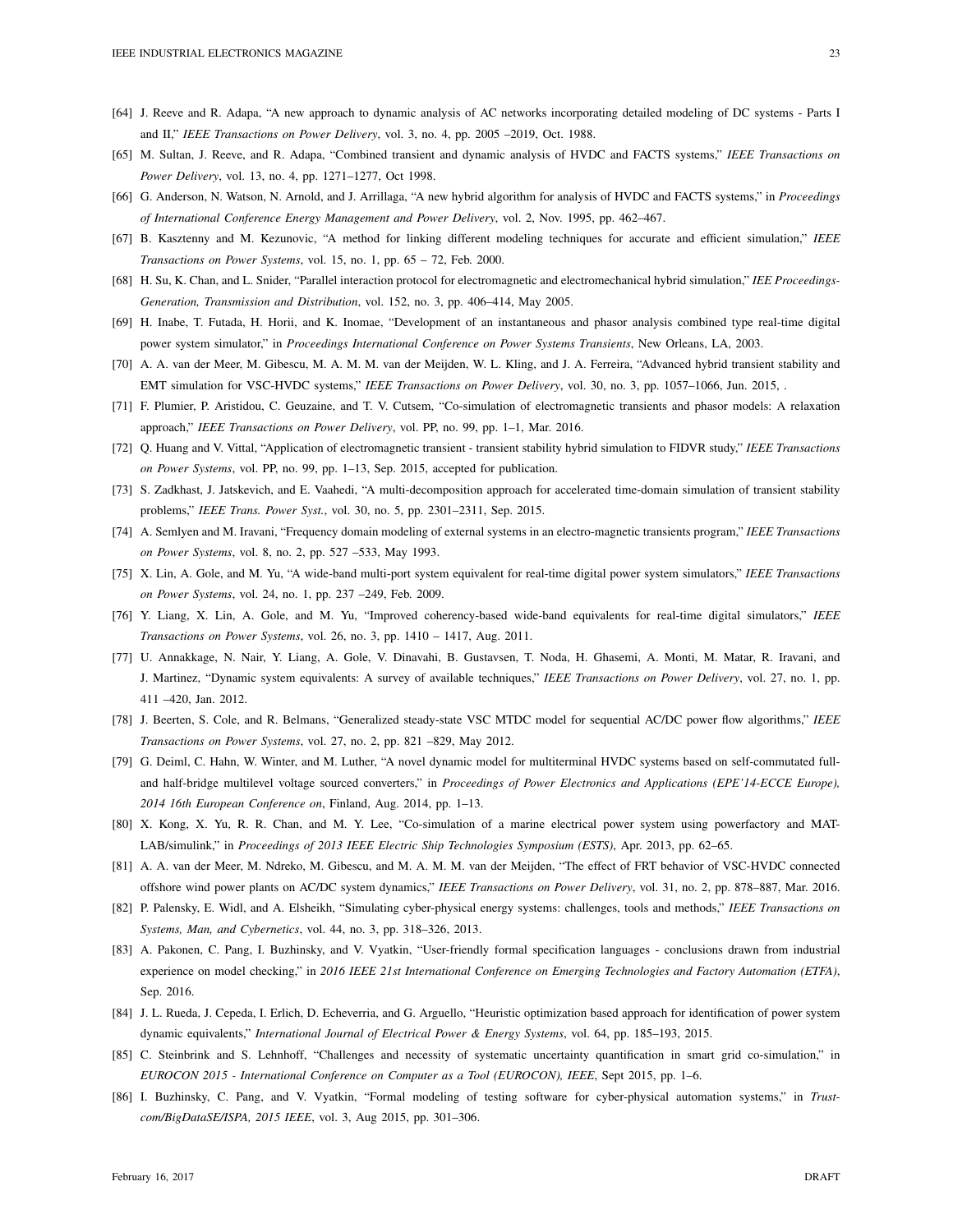[64] J. Reeve and R. Adapa, "A new approach to dynamic analysis of AC networks incorporating detailed modeling of DC systems - Parts I and II," *IEEE Transactions on Power Delivery*, vol. 3, no. 4, pp. 2005 –2019, Oct. 1988.

[65] M. Sultan, J. Reeve, and R. Adapa, "Combined transient and dynamic analysis of HVDC and FACTS systems," *IEEE Transactions on Power Delivery*, vol. 13, no. 4, pp. 1271–1277, Oct 1998.

[66] G. Anderson, N. Watson, N. Arnold, and J. Arrillaga, "A new hybrid algorithm for analysis of HVDC and FACTS systems," in *Proceedings of International Conference Energy Management and Power Delivery*, vol. 2, Nov. 1995, pp. 462–467.

[67] B. Kasztenny and M. Kezunovic, "A method for linking different modeling techniques for accurate and efficient simulation," *IEEE Transactions on Power Systems*, vol. 15, no. 1, pp. 65 – 72, Feb. 2000.

[68] H. Su, K. Chan, and L. Snider, "Parallel interaction protocol for electromagnetic and electromechanical hybrid simulation," *IEE Proceedings-Generation, Transmission and Distribution*, vol. 152, no. 3, pp. 406–414, May 2005.

[69] H. Inabe, T. Futada, H. Horii, and K. Inomae, "Development of an instantaneous and phasor analysis combined type real-time digital power system simulator," in *Proceedings International Conference on Power Systems Transients*, New Orleans, LA, 2003.

[70] A. A. van der Meer, M. Gibescu, M. A. M. M. van der Meijden, W. L. Kling, and J. A. Ferreira, "Advanced hybrid transient stability and EMT simulation for VSC-HVDC systems," *IEEE Transactions on Power Delivery*, vol. 30, no. 3, pp. 1057–1066, Jun. 2015, .

[71] F. Plumier, P. Aristidou, C. Geuzaine, and T. V. Cutsem, "Co-simulation of electromagnetic transients and phasor models: A relaxation approach," *IEEE Transactions on Power Delivery*, vol. PP, no. 99, pp. 1–1, Mar. 2016.

[72] Q. Huang and V. Vittal, "Application of electromagnetic transient - transient stability hybrid simulation to FIDVR study," *IEEE Transactions on Power Systems*, vol. PP, no. 99, pp. 1–13, Sep. 2015, accepted for publication.

[73] S. Zadkhast, J. Jatskevich, and E. Vaahedi, "A multi-decomposition approach for accelerated time-domain simulation of transient stability problems," *IEEE Trans. Power Syst.*, vol. 30, no. 5, pp. 2301–2311, Sep. 2015.

[74] A. Semlyen and M. Iravani, "Frequency domain modeling of external systems in an electro-magnetic transients program," *IEEE Transactions on Power Systems*, vol. 8, no. 2, pp. 527 –533, May 1993.

[75] X. Lin, A. Gole, and M. Yu, "A wide-band multi-port system equivalent for real-time digital power system simulators," *IEEE Transactions on Power Systems*, vol. 24, no. 1, pp. 237 –249, Feb. 2009.

[76] Y. Liang, X. Lin, A. Gole, and M. Yu, "Improved coherency-based wide-band equivalents for real-time digital simulators," *IEEE Transactions on Power Systems*, vol. 26, no. 3, pp. 1410 – 1417, Aug. 2011.

[77] U. Annakkage, N. Nair, Y. Liang, A. Gole, V. Dinavahi, B. Gustavsen, T. Noda, H. Ghasemi, A. Monti, M. Matar, R. Iravani, and J. Martinez, "Dynamic system equivalents: A survey of available techniques," *IEEE Transactions on Power Delivery*, vol. 27, no. 1, pp. 411 –420, Jan. 2012.

[78] J. Beerten, S. Cole, and R. Belmans, "Generalized steady-state VSC MTDC model for sequential AC/DC power flow algorithms," *IEEE Transactions on Power Systems*, vol. 27, no. 2, pp. 821 –829, May 2012.

[79] G. Deiml, C. Hahn, W. Winter, and M. Luther, "A novel dynamic model for multiterminal HVDC systems based on self-commutated full-and half-bridge multilevel voltage sourced converters," in *Proceedings of Power Electronics and Applications (EPE'14-ECCE Europe), 2014 16th European Conference on*, Finland, Aug. 2014, pp. 1–13.

[80] X. Kong, X. Yu, R. R. Chan, and M. Y. Lee, "Co-simulation of a marine electrical power system using powerfactory and MATLAB/simulink," in *Proceedings of 2013 IEEE Electric Ship Technologies Symposium (ESTS)*, Apr. 2013, pp. 62–65.

[81] A. A. van der Meer, M. Ndreko, M. Gibescu, and M. A. M. M. van der Meijden, "The effect of FRT behavior of VSC-HVDC connected offshore wind power plants on AC/DC system dynamics," *IEEE Transactions on Power Delivery*, vol. 31, no. 2, pp. 878–887, Mar. 2016.

[82] P. Palensky, E. Widl, and A. Elsheikh, "Simulating cyber-physical energy systems: challenges, tools and methods," *IEEE Transactions on Systems, Man, and Cybernetics*, vol. 44, no. 3, pp. 318–326, 2013.

[83] A. Pakonen, C. Pang, I. Buzhinsky, and V. Vyatkin, "User-friendly formal specification languages - conclusions drawn from industrial experience on model checking," in *2016 IEEE 21st International Conference on Emerging Technologies and Factory Automation (ETFA)*, Sep. 2016.

[84] J. L. Rueda, J. Cepeda, I. Erlich, D. Echeverria, and G. Arguello, "Heuristic optimization based approach for identification of power system dynamic equivalents," *International Journal of Electrical Power & Energy Systems*, vol. 64, pp. 185–193, 2015.

[85] C. Steinbrink and S. Lehnhoff, "Challenges and necessity of systematic uncertainty quantification in smart grid co-simulation," in *EUROCON 2015 - International Conference on Computer as a Tool (EUROCON), IEEE*, Sept 2015, pp. 1–6.

[86] I. Buzhinsky, C. Pang, and V. Vyatkin, "Formal modeling of testing software for cyber-physical automation systems," in *Trustcom/BigDataSE/ISPA, 2015 IEEE*, vol. 3, Aug 2015, pp. 301–306.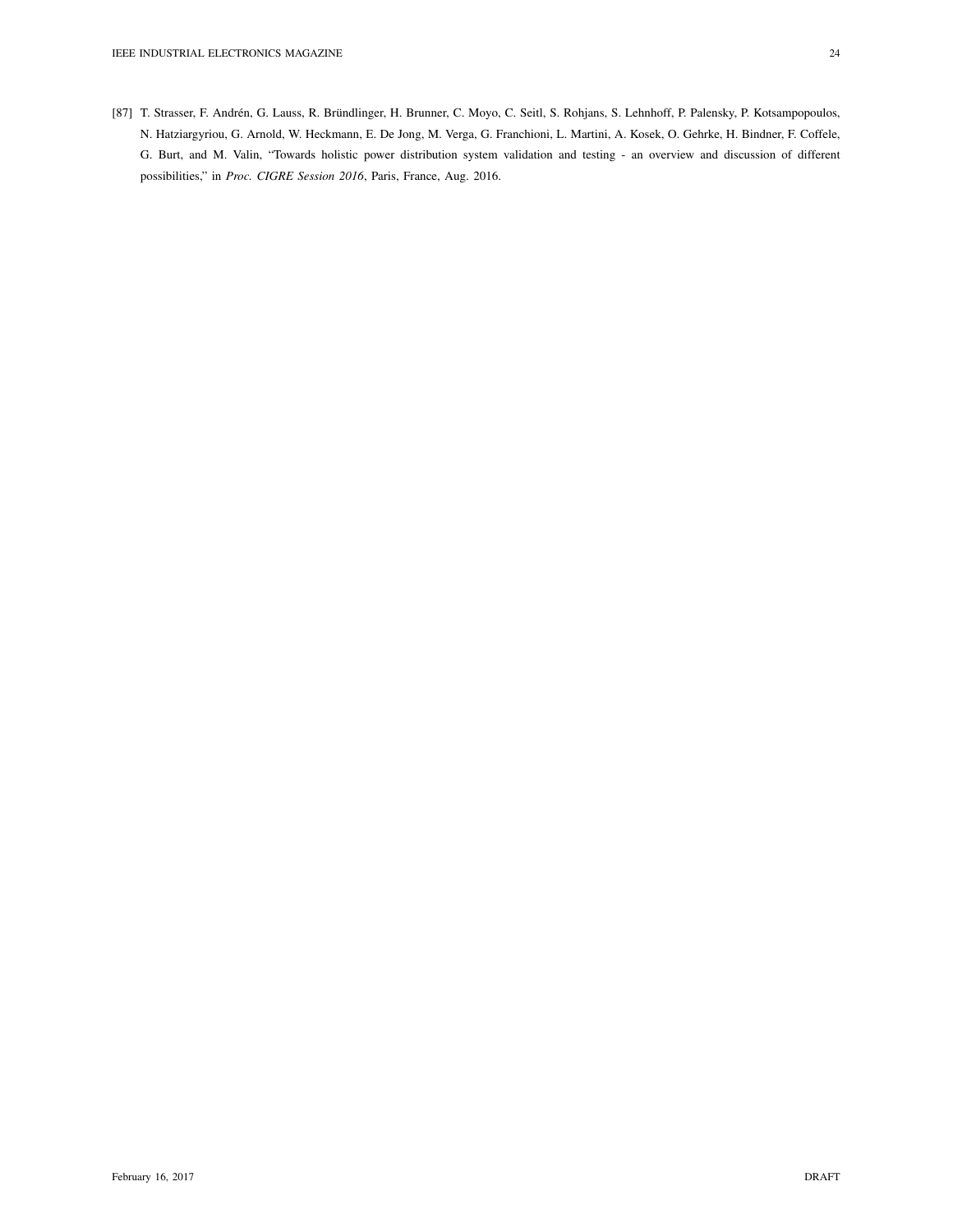[87] T. Strasser, F. Andrén, G. Lauss, R. Bründlinger, H. Brunner, C. Moyo, C. Seitl, S. Rohjans, S. Lehnhoff, P. Palensky, P. Kotsampopoulos, N. Hatziargyriou, G. Arnold, W. Heckmann, E. De Jong, M. Verga, G. Franchioni, L. Martini, A. Kosek, O. Gehrke, H. Bindner, F. Coffele, G. Burt, and M. Valin, "Towards holistic power distribution system validation and testing - an overview and discussion of different possibilities," in *Proc. CIGRE Session 2016*, Paris, France, Aug. 2016.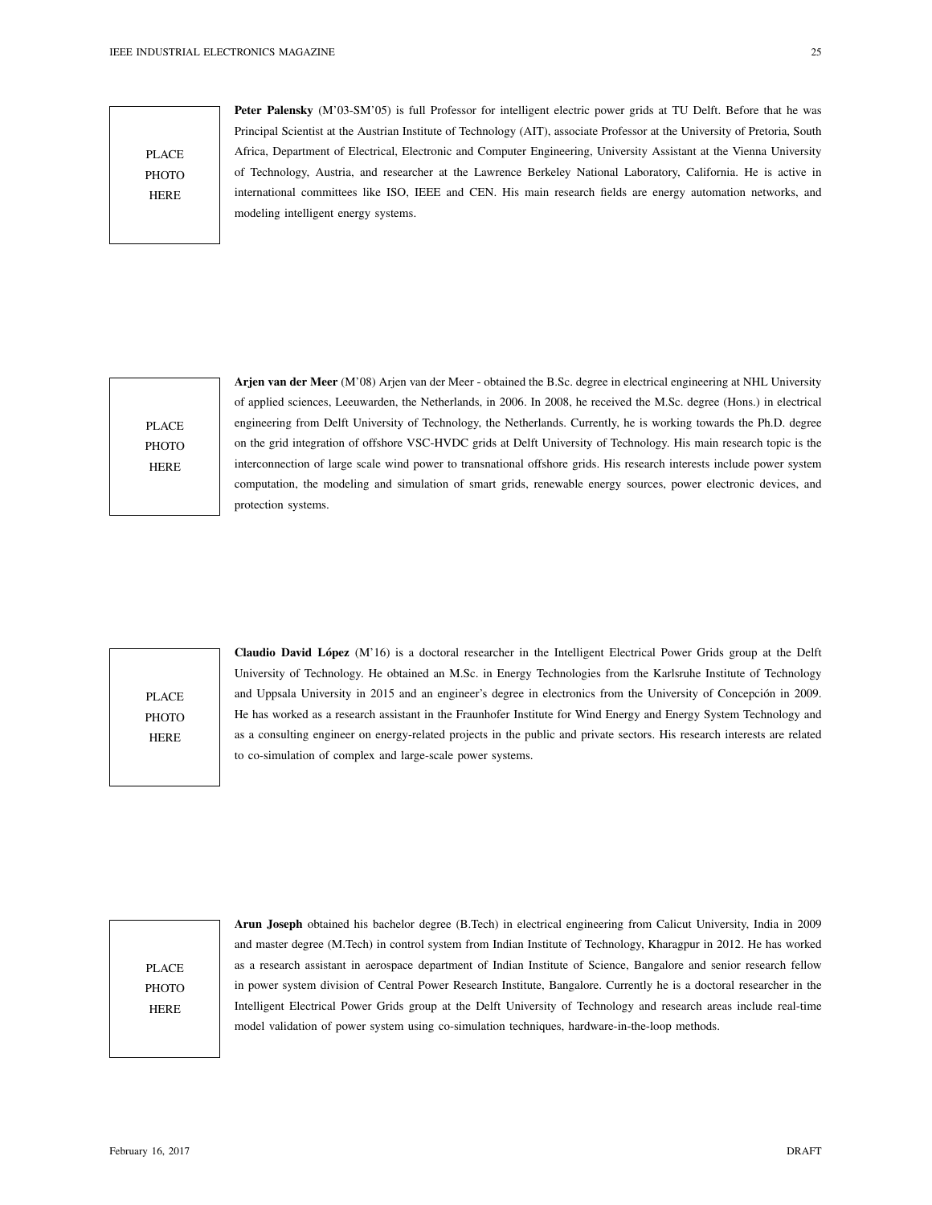PLACE
PHOTO
HERE

**Peter Palensky** (M'03-SM'05) is full Professor for intelligent electric power grids at TU Delft. Before that he was Principal Scientist at the Austrian Institute of Technology (AIT), associate Professor at the University of Pretoria, South Africa, Department of Electrical, Electronic and Computer Engineering, University Assistant at the Vienna University of Technology, Austria, and researcher at the Lawrence Berkeley National Laboratory, California. He is active in international committees like ISO, IEEE and CEN. His main research fields are energy automation networks, and modeling intelligent energy systems.

PLACE
PHOTO
HERE

**Arjen van der Meer** (M'08) Arjen van der Meer - obtained the B.Sc. degree in electrical engineering at NHL University of applied sciences, Leeuwarden, the Netherlands, in 2006. In 2008, he received the M.Sc. degree (Hons.) in electrical engineering from Delft University of Technology, the Netherlands. Currently, he is working towards the Ph.D. degree on the grid integration of offshore VSC-HVDC grids at Delft University of Technology. His main research topic is the interconnection of large scale wind power to transnational offshore grids. His research interests include power system computation, the modeling and simulation of smart grids, renewable energy sources, power electronic devices, and protection systems.

PLACE
PHOTO
HERE

**Claudio David López** (M'16) is a doctoral researcher in the Intelligent Electrical Power Grids group at the Delft University of Technology. He obtained an M.Sc. in Energy Technologies from the Karlsruhe Institute of Technology and Uppsala University in 2015 and an engineer's degree in electronics from the University of Concepción in 2009. He has worked as a research assistant in the Fraunhofer Institute for Wind Energy and Energy System Technology and as a consulting engineer on energy-related projects in the public and private sectors. His research interests are related to co-simulation of complex and large-scale power systems.

PLACE
PHOTO
HERE

**Arun Joseph** obtained his bachelor degree (B.Tech) in electrical engineering from Calicut University, India in 2009 and master degree (M.Tech) in control system from Indian Institute of Technology, Kharagpur in 2012. He has worked as a research assistant in aerospace department of Indian Institute of Science, Bangalore and senior research fellow in power system division of Central Power Research Institute, Bangalore. Currently he is a doctoral researcher in the Intelligent Electrical Power Grids group at the Delft University of Technology and research areas include real-time model validation of power system using co-simulation techniques, hardware-in-the-loop methods.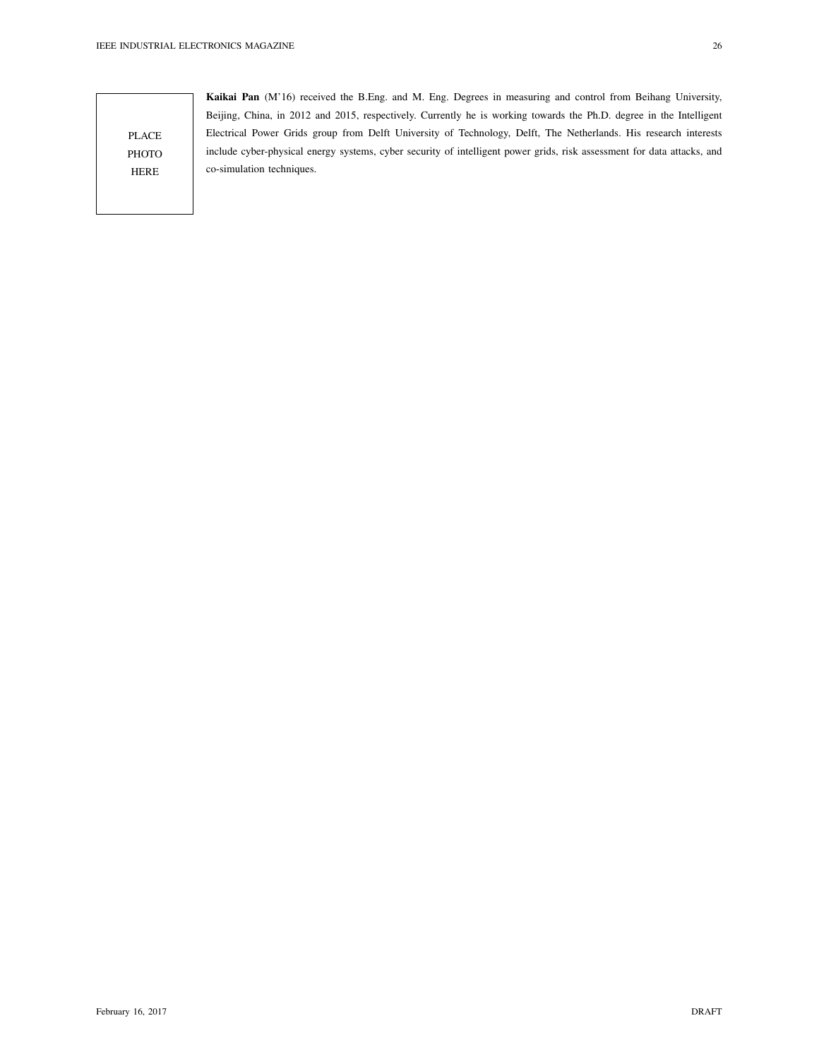PLACE PHOTO HERE

**Kaikai Pan** (M'16) received the B.Eng. and M. Eng. Degrees in measuring and control from Beihang University, Beijing, China, in 2012 and 2015, respectively. Currently he is working towards the Ph.D. degree in the Intelligent Electrical Power Grids group from Delft University of Technology, Delft, The Netherlands. His research interests include cyber-physical energy systems, cyber security of intelligent power grids, risk assessment for data attacks, and co-simulation techniques.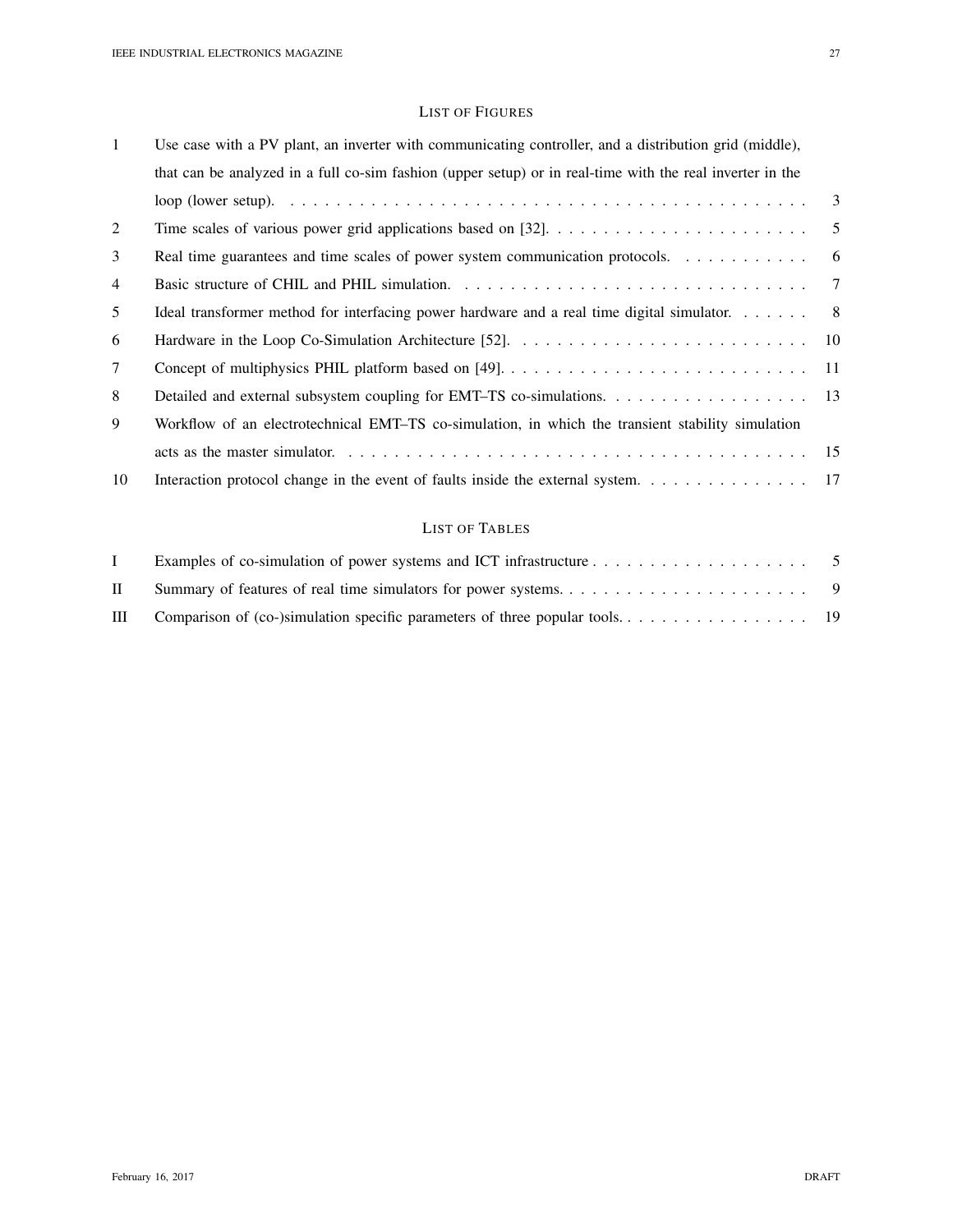## LIST OF FIGURES

| | | |
|---|---|---|
| 1 | Use case with a PV plant, an inverter with communicating controller, and a distribution grid (middle), that can be analyzed in a full co-sim fashion (upper setup) or in real-time with the real inverter in the loop (lower setup). | 3 |
| 2 | Time scales of various power grid applications based on [32]. | 5 |
| 3 | Real time guarantees and time scales of power system communication protocols. | 6 |
| 4 | Basic structure of CHIL and PHIL simulation. | 7 |
| 5 | Ideal transformer method for interfacing power hardware and a real time digital simulator. | 8 |
| 6 | Hardware in the Loop Co-Simulation Architecture [52]. | 10 |
| 7 | Concept of multiphysics PHIL platform based on [49]. | 11 |
| 8 | Detailed and external subsystem coupling for EMT–TS co-simulations. | 13 |
| 9 | Workflow of an electrotechnical EMT–TS co-simulation, in which the transient stability simulation acts as the master simulator. | 15 |
| 10 | Interaction protocol change in the event of faults inside the external system. | 17 |

## LIST OF TABLES

| | | |
|---|---|---|
| I | Examples of co-simulation of power systems and ICT infrastructure | 5 |
| II | Summary of features of real time simulators for power systems. | 9 |
| III | Comparison of (co-)simulation specific parameters of three popular tools. | 19 |